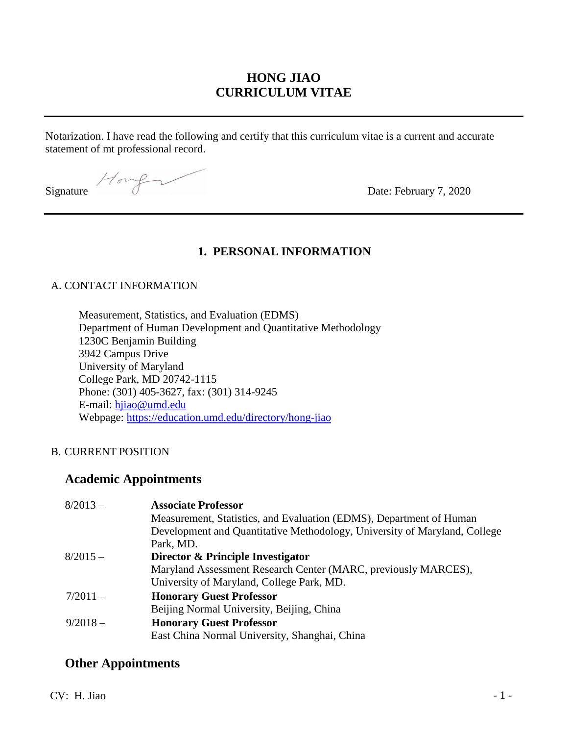# HONG JIAO
# CURRICULUM VITAE

---

Notarization. I have read the following and certify that this curriculum vitae is a current and accurate statement of mt professional record.

Signature Date: February 7, 2020

---

## 1. PERSONAL INFORMATION

### A. CONTACT INFORMATION

Measurement, Statistics, and Evaluation (EDMS)
Department of Human Development and Quantitative Methodology
1230C Benjamin Building
3942 Campus Drive
University of Maryland
College Park, MD 20742-1115
Phone: (301) 405-3627, fax: (301) 314-9245
E-mail: [hjiao@umd.edu](mailto:hjiao@umd.edu)
Webpage: [https://education.umd.edu/directory/hong-jiao](https://education.umd.edu/directory/hong-jiao)

### B. CURRENT POSITION

## Academic Appointments

| | |
|---|---|
| 8/2013 – | **Associate Professor**<br>Measurement, Statistics, and Evaluation (EDMS), Department of Human Development and Quantitative Methodology, University of Maryland, College Park, MD. |
| 8/2015 – | **Director & Principle Investigator**<br>Maryland Assessment Research Center (MARC, previously MARCES), University of Maryland, College Park, MD. |
| 7/2011 – | **Honorary Guest Professor**<br>Beijing Normal University, Beijing, China |
| 9/2018 – | **Honorary Guest Professor**<br>East China Normal University, Shanghai, China |

## Other Appointments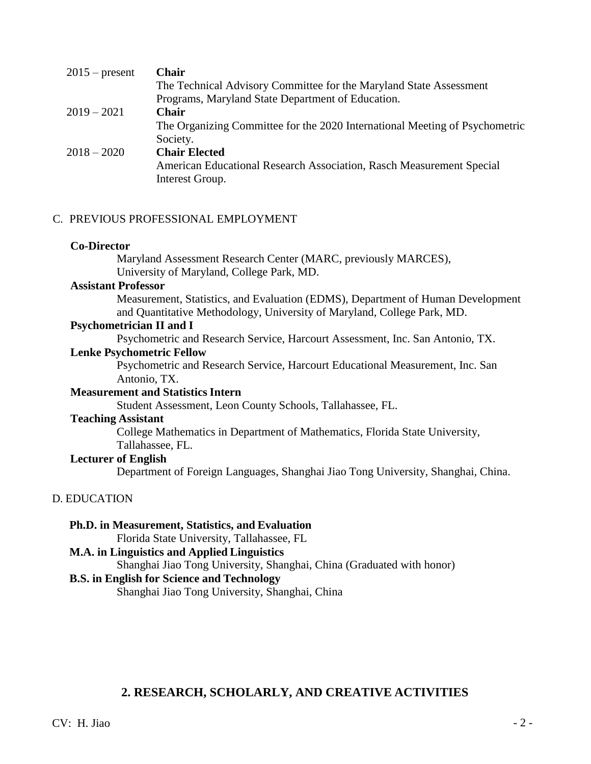| | |
|---|---|
| 2015 – present | **Chair**<br>The Technical Advisory Committee for the Maryland State Assessment Programs, Maryland State Department of Education. |
| 2019 – 2021 | **Chair**<br>The Organizing Committee for the 2020 International Meeting of Psychometric Society. |
| 2018 – 2020 | **Chair Elected**<br>American Educational Research Association, Rasch Measurement Special Interest Group. |

## C. PREVIOUS PROFESSIONAL EMPLOYMENT

**Co-Director**
Maryland Assessment Research Center (MARC, previously MARCES), University of Maryland, College Park, MD.

**Assistant Professor**
Measurement, Statistics, and Evaluation (EDMS), Department of Human Development and Quantitative Methodology, University of Maryland, College Park, MD.

**Psychometrician II and I**
Psychometric and Research Service, Harcourt Assessment, Inc. San Antonio, TX.

**Lenke Psychometric Fellow**
Psychometric and Research Service, Harcourt Educational Measurement, Inc. San Antonio, TX.

**Measurement and Statistics Intern**
Student Assessment, Leon County Schools, Tallahassee, FL.

**Teaching Assistant**
College Mathematics in Department of Mathematics, Florida State University, Tallahassee, FL.

**Lecturer of English**
Department of Foreign Languages, Shanghai Jiao Tong University, Shanghai, China.

## D. EDUCATION

**Ph.D. in Measurement, Statistics, and Evaluation**
Florida State University, Tallahassee, FL

**M.A. in Linguistics and Applied Linguistics**
Shanghai Jiao Tong University, Shanghai, China (Graduated with honor)

**B.S. in English for Science and Technology**
Shanghai Jiao Tong University, Shanghai, China

# 2. RESEARCH, SCHOLARLY, AND CREATIVE ACTIVITIES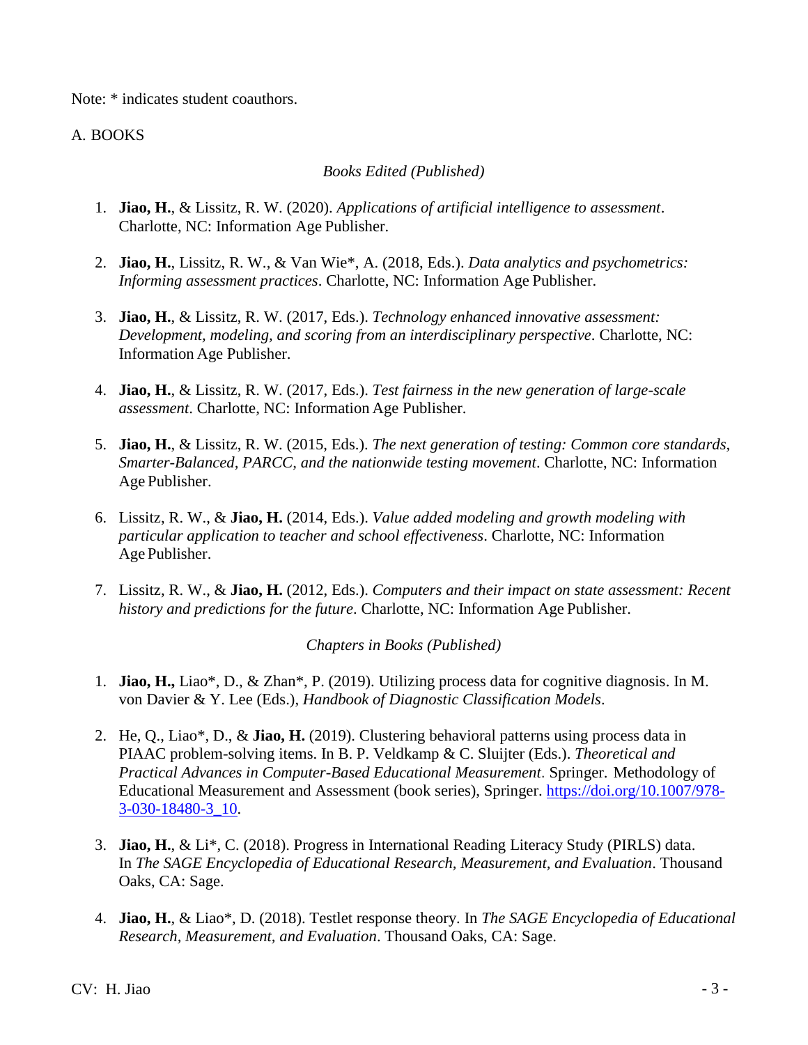Note: * indicates student coauthors.

A. BOOKS

*Books Edited (Published)*

1. **Jiao, H.**, & Lissitz, R. W. (2020). *Applications of artificial intelligence to assessment*. Charlotte, NC: Information Age Publisher.

2. **Jiao, H.**, Lissitz, R. W., & Van Wie*, A. (2018, Eds.). *Data analytics and psychometrics: Informing assessment practices*. Charlotte, NC: Information Age Publisher.

3. **Jiao, H.**, & Lissitz, R. W. (2017, Eds.). *Technology enhanced innovative assessment: Development, modeling, and scoring from an interdisciplinary perspective*. Charlotte, NC: Information Age Publisher.

4. **Jiao, H.**, & Lissitz, R. W. (2017, Eds.). *Test fairness in the new generation of large-scale assessment*. Charlotte, NC: Information Age Publisher.

5. **Jiao, H.**, & Lissitz, R. W. (2015, Eds.). *The next generation of testing: Common core standards, Smarter-Balanced, PARCC, and the nationwide testing movement*. Charlotte, NC: Information Age Publisher.

6. Lissitz, R. W., & **Jiao, H.** (2014, Eds.). *Value added modeling and growth modeling with particular application to teacher and school effectiveness*. Charlotte, NC: Information Age Publisher.

7. Lissitz, R. W., & **Jiao, H.** (2012, Eds.). *Computers and their impact on state assessment: Recent history and predictions for the future*. Charlotte, NC: Information Age Publisher.

*Chapters in Books (Published)*

1. **Jiao, H.,** Liao*, D., & Zhan*, P. (2019). Utilizing process data for cognitive diagnosis. In M. von Davier & Y. Lee (Eds.), *Handbook of Diagnostic Classification Models*.

2. He, Q., Liao*, D., & **Jiao, H.** (2019). Clustering behavioral patterns using process data in PIAAC problem-solving items. In B. P. Veldkamp & C. Sluijter (Eds.). *Theoretical and Practical Advances in Computer-Based Educational Measurement*. Springer. Methodology of Educational Measurement and Assessment (book series), Springer. https://doi.org/10.1007/978-3-030-18480-3_10.

3. **Jiao, H.**, & Li*, C. (2018). Progress in International Reading Literacy Study (PIRLS) data. In *The SAGE Encyclopedia of Educational Research, Measurement, and Evaluation*. Thousand Oaks, CA: Sage.

4. **Jiao, H.**, & Liao*, D. (2018). Testlet response theory. In *The SAGE Encyclopedia of Educational Research, Measurement, and Evaluation*. Thousand Oaks, CA: Sage.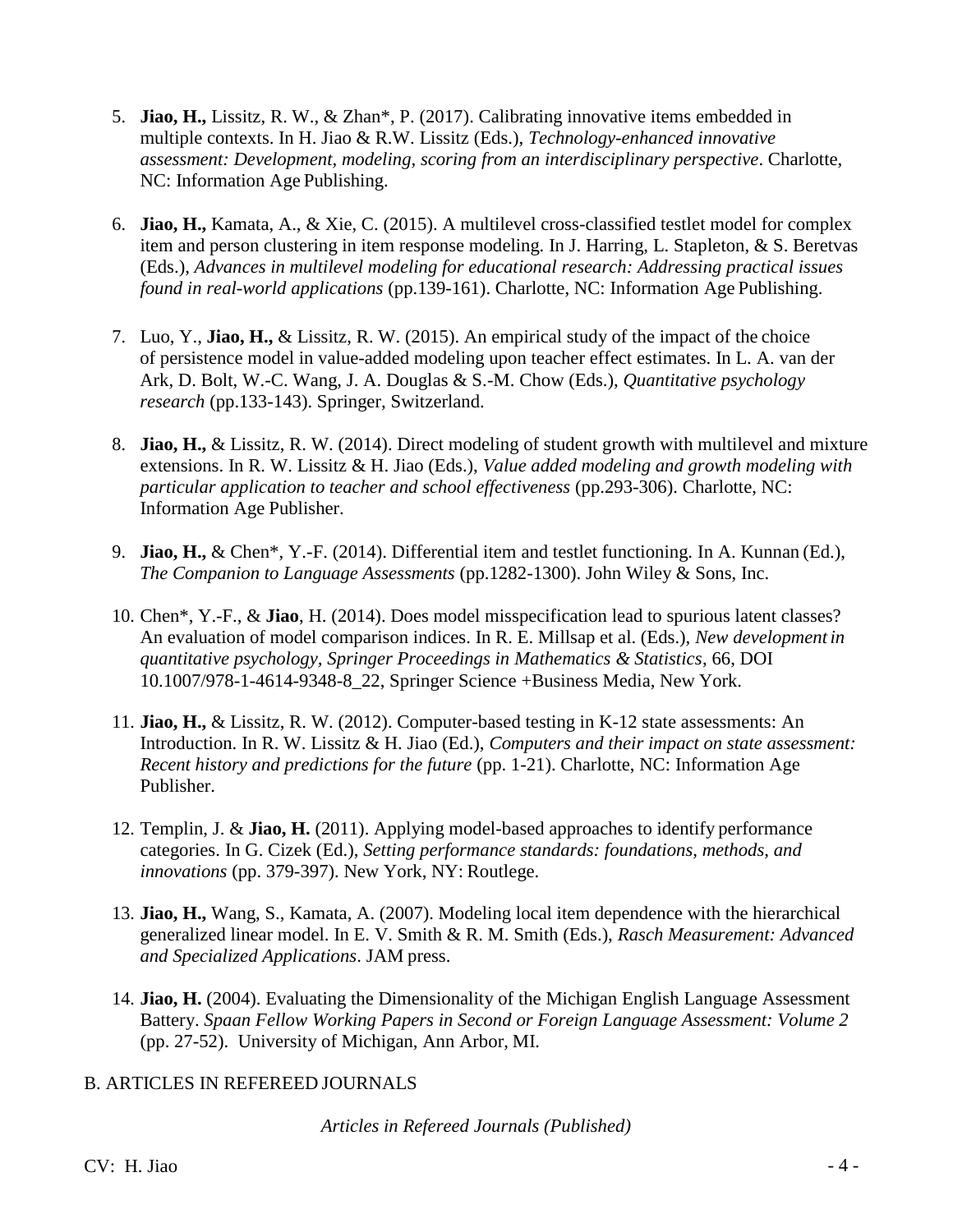5. **Jiao, H.,** Lissitz, R. W., & Zhan*, P. (2017). Calibrating innovative items embedded in multiple contexts. In H. Jiao & R.W. Lissitz (Eds.), *Technology-enhanced innovative assessment: Development, modeling, scoring from an interdisciplinary perspective*. Charlotte, NC: Information Age Publishing.

6. **Jiao, H.,** Kamata, A., & Xie, C. (2015). A multilevel cross-classified testlet model for complex item and person clustering in item response modeling. In J. Harring, L. Stapleton, & S. Beretvas (Eds.), *Advances in multilevel modeling for educational research: Addressing practical issues found in real-world applications* (pp.139-161). Charlotte, NC: Information Age Publishing.

7. Luo, Y., **Jiao, H.,** & Lissitz, R. W. (2015). An empirical study of the impact of the choice of persistence model in value-added modeling upon teacher effect estimates. In L. A. van der Ark, D. Bolt, W.-C. Wang, J. A. Douglas & S.-M. Chow (Eds.), *Quantitative psychology research* (pp.133-143). Springer, Switzerland.

8. **Jiao, H.,** & Lissitz, R. W. (2014). Direct modeling of student growth with multilevel and mixture extensions. In R. W. Lissitz & H. Jiao (Eds.), *Value added modeling and growth modeling with particular application to teacher and school effectiveness* (pp.293-306). Charlotte, NC: Information Age Publisher.

9. **Jiao, H.,** & Chen*, Y.-F. (2014). Differential item and testlet functioning. In A. Kunnan (Ed.), *The Companion to Language Assessments* (pp.1282-1300). John Wiley & Sons, Inc.

10. Chen*, Y.-F., & **Jiao**, H. (2014). Does model misspecification lead to spurious latent classes? An evaluation of model comparison indices. In R. E. Millsap et al. (Eds.), *New development in quantitative psychology, Springer Proceedings in Mathematics & Statistics*, 66, DOI 10.1007/978-1-4614-9348-8_22, Springer Science +Business Media, New York.

11. **Jiao, H.,** & Lissitz, R. W. (2012). Computer-based testing in K-12 state assessments: An Introduction. In R. W. Lissitz & H. Jiao (Ed.), *Computers and their impact on state assessment: Recent history and predictions for the future* (pp. 1-21). Charlotte, NC: Information Age Publisher.

12. Templin, J. & **Jiao, H.** (2011). Applying model-based approaches to identify performance categories. In G. Cizek (Ed.), *Setting performance standards: foundations, methods, and innovations* (pp. 379-397). New York, NY: Routlege.

13. **Jiao, H.,** Wang, S., Kamata, A. (2007). Modeling local item dependence with the hierarchical generalized linear model. In E. V. Smith & R. M. Smith (Eds.), *Rasch Measurement: Advanced and Specialized Applications*. JAM press.

14. **Jiao, H.** (2004). Evaluating the Dimensionality of the Michigan English Language Assessment Battery. *Spaan Fellow Working Papers in Second or Foreign Language Assessment: Volume 2* (pp. 27-52). University of Michigan, Ann Arbor, MI.

B. ARTICLES IN REFEREED JOURNALS

*Articles in Refereed Journals (Published)*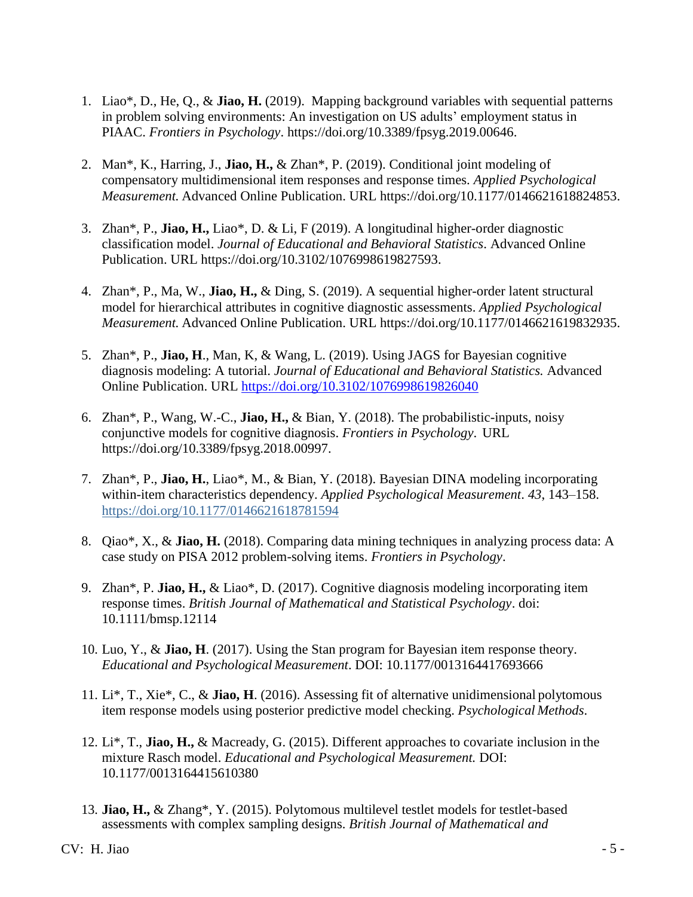1. Liao*, D., He, Q., & **Jiao, H.** (2019). Mapping background variables with sequential patterns in problem solving environments: An investigation on US adults' employment status in PIAAC. *Frontiers in Psychology*. https://doi.org/10.3389/fpsyg.2019.00646.

2. Man*, K., Harring, J., **Jiao, H.,** & Zhan*, P. (2019). Conditional joint modeling of compensatory multidimensional item responses and response times. *Applied Psychological Measurement.* Advanced Online Publication. URL https://doi.org/10.1177/0146621618824853.

3. Zhan*, P., **Jiao, H.,** Liao*, D. & Li, F (2019). A longitudinal higher-order diagnostic classification model. *Journal of Educational and Behavioral Statistics*. Advanced Online Publication. URL https://doi.org/10.3102/1076998619827593.

4. Zhan*, P., Ma, W., **Jiao, H.,** & Ding, S. (2019). A sequential higher-order latent structural model for hierarchical attributes in cognitive diagnostic assessments. *Applied Psychological Measurement.* Advanced Online Publication. URL https://doi.org/10.1177/0146621619832935.

5. Zhan*, P., **Jiao, H**., Man, K, & Wang, L. (2019). Using JAGS for Bayesian cognitive diagnosis modeling: A tutorial. *Journal of Educational and Behavioral Statistics.* Advanced Online Publication. URL https://doi.org/10.3102/1076998619826040

6. Zhan*, P., Wang, W.-C., **Jiao, H.,** & Bian, Y. (2018). The probabilistic-inputs, noisy conjunctive models for cognitive diagnosis. *Frontiers in Psychology*. URL https://doi.org/10.3389/fpsyg.2018.00997.

7. Zhan*, P., **Jiao, H.**, Liao*, M., & Bian, Y. (2018). Bayesian DINA modeling incorporating within-item characteristics dependency. *Applied Psychological Measurement*. *43*, 143–158. https://doi.org/10.1177/0146621618781594

8. Qiao*, X., & **Jiao, H.** (2018). Comparing data mining techniques in analyzing process data: A case study on PISA 2012 problem-solving items. *Frontiers in Psychology*.

9. Zhan*, P. **Jiao, H.,** & Liao*, D. (2017). Cognitive diagnosis modeling incorporating item response times. *British Journal of Mathematical and Statistical Psychology*. doi: 10.1111/bmsp.12114

10. Luo, Y., & **Jiao, H**. (2017). Using the Stan program for Bayesian item response theory. *Educational and Psychological Measurement*. DOI: 10.1177/0013164417693666

11. Li*, T., Xie*, C., & **Jiao, H**. (2016). Assessing fit of alternative unidimensional polytomous item response models using posterior predictive model checking. *Psychological Methods*.

12. Li*, T., **Jiao, H.,** & Macready, G. (2015). Different approaches to covariate inclusion in the mixture Rasch model. *Educational and Psychological Measurement.* DOI: 10.1177/0013164415610380

13. **Jiao, H.,** & Zhang*, Y. (2015). Polytomous multilevel testlet models for testlet-based assessments with complex sampling designs. *British Journal of Mathematical and*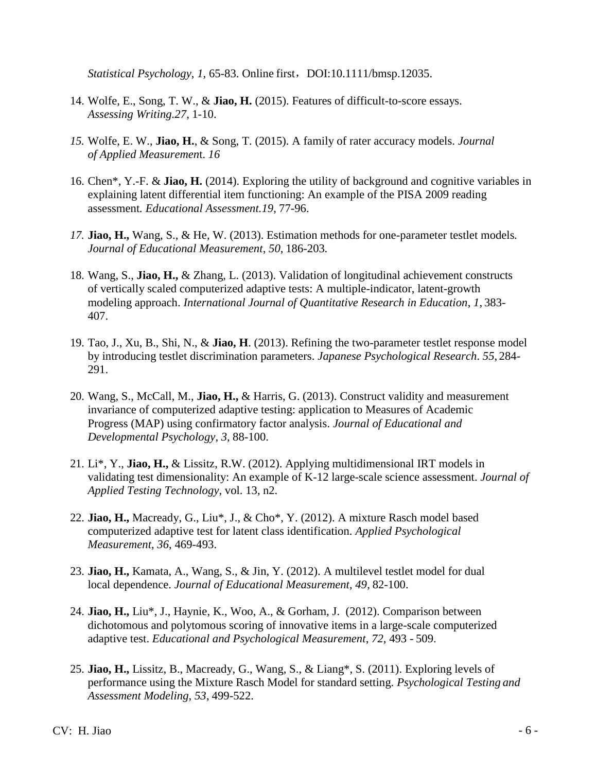*Statistical Psychology*, *1*, 65-83. Online first，DOI:10.1111/bmsp.12035.

14. Wolfe, E., Song, T. W., & **Jiao, H.** (2015). Features of difficult-to-score essays. *Assessing Writing.27*, 1-10.

15. Wolfe, E. W., **Jiao, H.**, & Song, T. (2015). A family of rater accuracy models. *Journal of Applied Measurement*. *16*

16. Chen*, Y.-F. & **Jiao, H.** (2014). Exploring the utility of background and cognitive variables in explaining latent differential item functioning: An example of the PISA 2009 reading assessment*. Educational Assessment.19*, 77-96.

17. **Jiao, H.,** Wang, S., & He, W. (2013). Estimation methods for one-parameter testlet models*. Journal of Educational Measurement, 50*, 186-203*.*

18. Wang, S., **Jiao, H.,** & Zhang, L. (2013). Validation of longitudinal achievement constructs of vertically scaled computerized adaptive tests: A multiple-indicator, latent-growth modeling approach. *International Journal of Quantitative Research in Education*, *1*, 383-407.

19. Tao, J., Xu, B., Shi, N., & **Jiao, H**. (2013). Refining the two-parameter testlet response model by introducing testlet discrimination parameters. *Japanese Psychological Research*. *55,* 284-291.

20. Wang, S., McCall, M., **Jiao, H.,** & Harris, G. (2013). Construct validity and measurement invariance of computerized adaptive testing: application to Measures of Academic Progress (MAP) using confirmatory factor analysis. *Journal of Educational and Developmental Psychology*, *3*, 88-100.

21. Li*, Y., **Jiao, H.,** & Lissitz, R.W. (2012). Applying multidimensional IRT models in validating test dimensionality: An example of K-12 large-scale science assessment. *Journal of Applied Testing Technology*, vol. 13, n2.

22. **Jiao, H.,** Macready, G., Liu*, J., & Cho*, Y. (2012). A mixture Rasch model based computerized adaptive test for latent class identification. *Applied Psychological Measurement*, *36*, 469-493.

23. **Jiao, H.,** Kamata, A., Wang, S., & Jin, Y. (2012). A multilevel testlet model for dual local dependence. *Journal of Educational Measurement, 49*, 82-100.

24. **Jiao, H.,** Liu*, J., Haynie, K., Woo, A., & Gorham, J. (2012). Comparison between dichotomous and polytomous scoring of innovative items in a large-scale computerized adaptive test. *Educational and Psychological Measurement*, *72*, 493 - 509.

25. **Jiao, H.,** Lissitz, B., Macready, G., Wang, S., & Liang*, S. (2011). Exploring levels of performance using the Mixture Rasch Model for standard setting*. Psychological Testing and Assessment Modeling*, *53*, 499-522.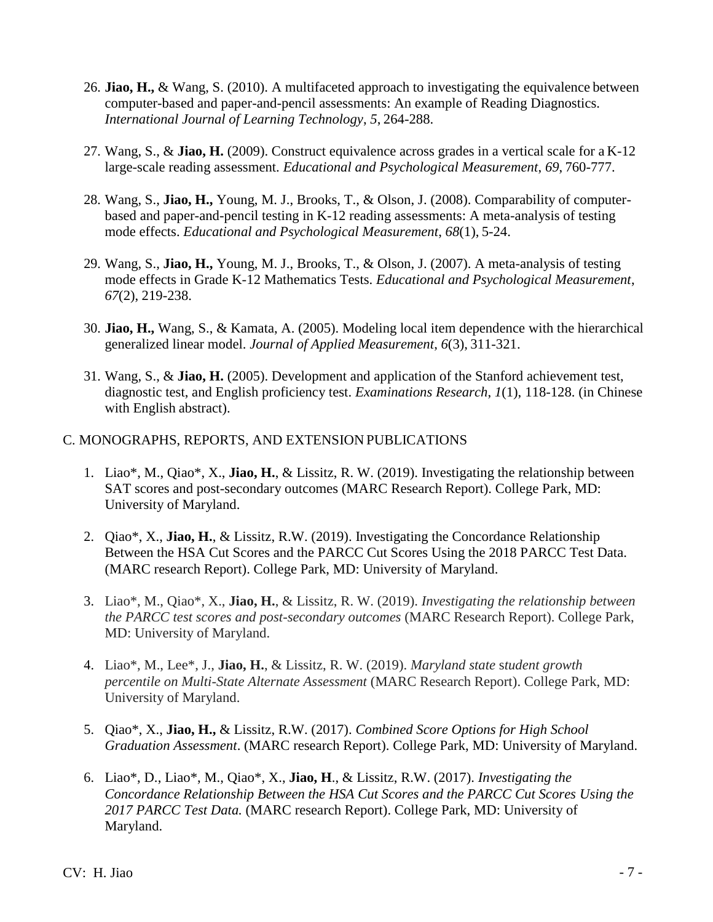26. **Jiao, H.,** & Wang, S. (2010). A multifaceted approach to investigating the equivalence between computer-based and paper-and-pencil assessments: An example of Reading Diagnostics. *International Journal of Learning Technology*, *5*, 264-288.

27. Wang, S., & **Jiao, H.** (2009). Construct equivalence across grades in a vertical scale for a K-12 large-scale reading assessment. *Educational and Psychological Measurement*, *69*, 760-777.

28. Wang, S., **Jiao, H.,** Young, M. J., Brooks, T., & Olson, J. (2008). Comparability of computer-based and paper-and-pencil testing in K-12 reading assessments: A meta-analysis of testing mode effects. *Educational and Psychological Measurement*, *68*(1), 5-24.

29. Wang, S., **Jiao, H.,** Young, M. J., Brooks, T., & Olson, J. (2007). A meta-analysis of testing mode effects in Grade K-12 Mathematics Tests. *Educational and Psychological Measurement*, *67*(2), 219-238.

30. **Jiao, H.,** Wang, S., & Kamata, A. (2005). Modeling local item dependence with the hierarchical generalized linear model. *Journal of Applied Measurement*, *6*(3), 311-321.

31. Wang, S., & **Jiao, H.** (2005). Development and application of the Stanford achievement test, diagnostic test, and English proficiency test. *Examinations Research*, *1*(1), 118-128. (in Chinese with English abstract).

C. MONOGRAPHS, REPORTS, AND EXTENSION PUBLICATIONS

1. Liao*, M., Qiao*, X., **Jiao, H.**, & Lissitz, R. W. (2019). Investigating the relationship between SAT scores and post-secondary outcomes (MARC Research Report). College Park, MD: University of Maryland.

2. Qiao*, X., **Jiao, H.**, & Lissitz, R.W. (2019). Investigating the Concordance Relationship Between the HSA Cut Scores and the PARCC Cut Scores Using the 2018 PARCC Test Data. (MARC research Report). College Park, MD: University of Maryland.

3. Liao*, M., Qiao*, X., **Jiao, H.**, & Lissitz, R. W. (2019). *Investigating the relationship between the PARCC test scores and post-secondary outcomes* (MARC Research Report). College Park, MD: University of Maryland.

4. Liao*, M., Lee*, J., **Jiao, H.**, & Lissitz, R. W. (2019). *Maryland state student growth percentile on Multi-State Alternate Assessment* (MARC Research Report). College Park, MD: University of Maryland.

5. Qiao*, X., **Jiao, H.,** & Lissitz, R.W. (2017). *Combined Score Options for High School Graduation Assessment*. (MARC research Report). College Park, MD: University of Maryland.

6. Liao*, D., Liao*, M., Qiao*, X., **Jiao, H**., & Lissitz, R.W. (2017). *Investigating the Concordance Relationship Between the HSA Cut Scores and the PARCC Cut Scores Using the 2017 PARCC Test Data.* (MARC research Report). College Park, MD: University of Maryland.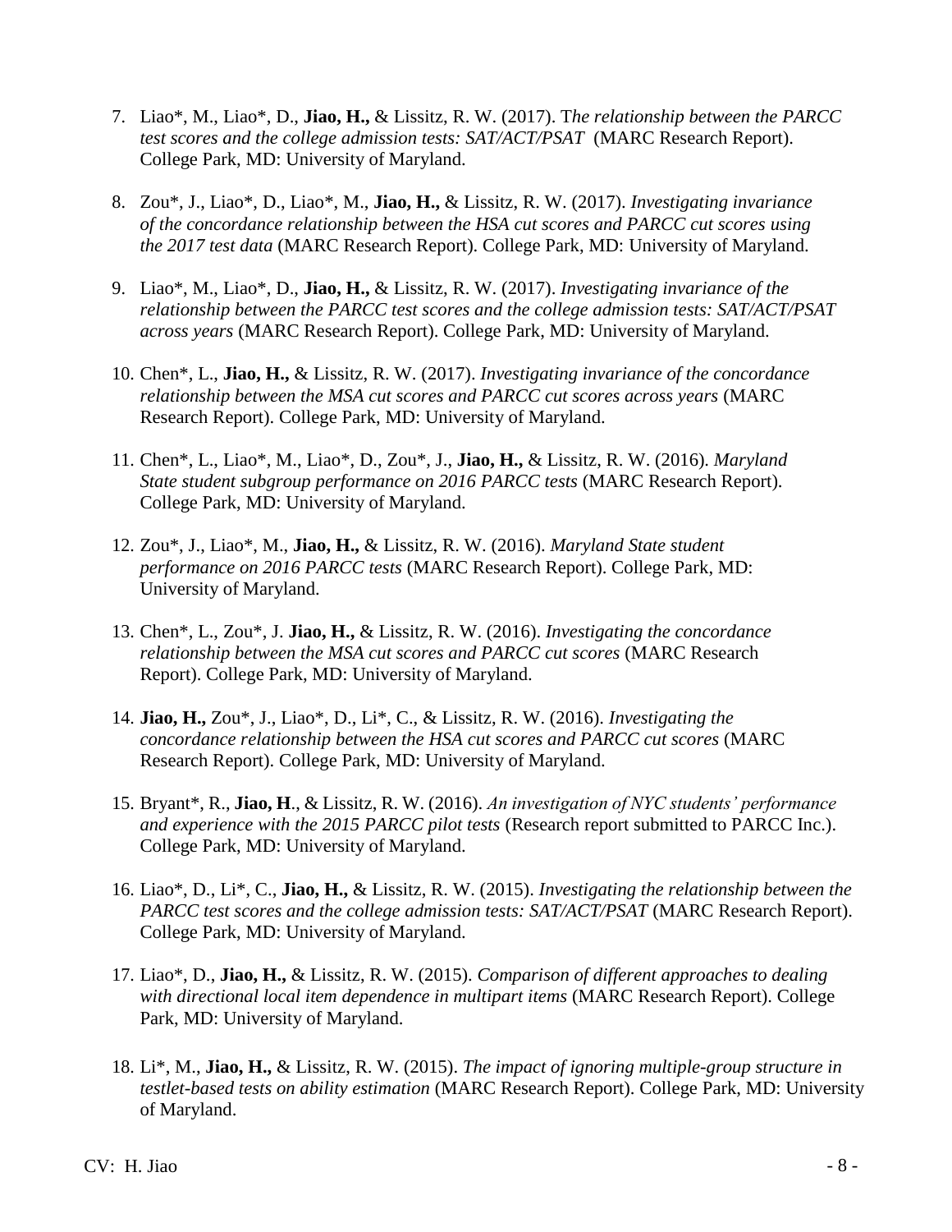7. Liao*, M., Liao*, D., **Jiao, H.,** & Lissitz, R. W. (2017). *The relationship between the PARCC test scores and the college admission tests: SAT/ACT/PSAT* (MARC Research Report). College Park, MD: University of Maryland.

8. Zou*, J., Liao*, D., Liao*, M., **Jiao, H.,** & Lissitz, R. W. (2017). *Investigating invariance of the concordance relationship between the HSA cut scores and PARCC cut scores using the 2017 test data* (MARC Research Report). College Park, MD: University of Maryland.

9. Liao*, M., Liao*, D., **Jiao, H.,** & Lissitz, R. W. (2017). *Investigating invariance of the relationship between the PARCC test scores and the college admission tests: SAT/ACT/PSAT across years* (MARC Research Report). College Park, MD: University of Maryland.

10. Chen*, L., **Jiao, H.,** & Lissitz, R. W. (2017). *Investigating invariance of the concordance relationship between the MSA cut scores and PARCC cut scores across years* (MARC Research Report). College Park, MD: University of Maryland.

11. Chen*, L., Liao*, M., Liao*, D., Zou*, J., **Jiao, H.,** & Lissitz, R. W. (2016). *Maryland State student subgroup performance on 2016 PARCC tests* (MARC Research Report). College Park, MD: University of Maryland.

12. Zou*, J., Liao*, M., **Jiao, H.,** & Lissitz, R. W. (2016). *Maryland State student performance on 2016 PARCC tests* (MARC Research Report). College Park, MD: University of Maryland.

13. Chen*, L., Zou*, J. **Jiao, H.,** & Lissitz, R. W. (2016). *Investigating the concordance relationship between the MSA cut scores and PARCC cut scores* (MARC Research Report). College Park, MD: University of Maryland.

14. **Jiao, H.,** Zou*, J., Liao*, D., Li*, C., & Lissitz, R. W. (2016). *Investigating the concordance relationship between the HSA cut scores and PARCC cut scores* (MARC Research Report). College Park, MD: University of Maryland.

15. Bryant*, R., **Jiao, H**., & Lissitz, R. W. (2016). *An investigation of NYC students' performance and experience with the 2015 PARCC pilot tests* (Research report submitted to PARCC Inc.). College Park, MD: University of Maryland.

16. Liao*, D., Li*, C., **Jiao, H.,** & Lissitz, R. W. (2015). *Investigating the relationship between the PARCC test scores and the college admission tests: SAT/ACT/PSAT* (MARC Research Report). College Park, MD: University of Maryland.

17. Liao*, D., **Jiao, H.,** & Lissitz, R. W. (2015). *Comparison of different approaches to dealing with directional local item dependence in multipart items* (MARC Research Report). College Park, MD: University of Maryland.

18. Li*, M., **Jiao, H.,** & Lissitz, R. W. (2015). *The impact of ignoring multiple-group structure in testlet-based tests on ability estimation* (MARC Research Report). College Park, MD: University of Maryland.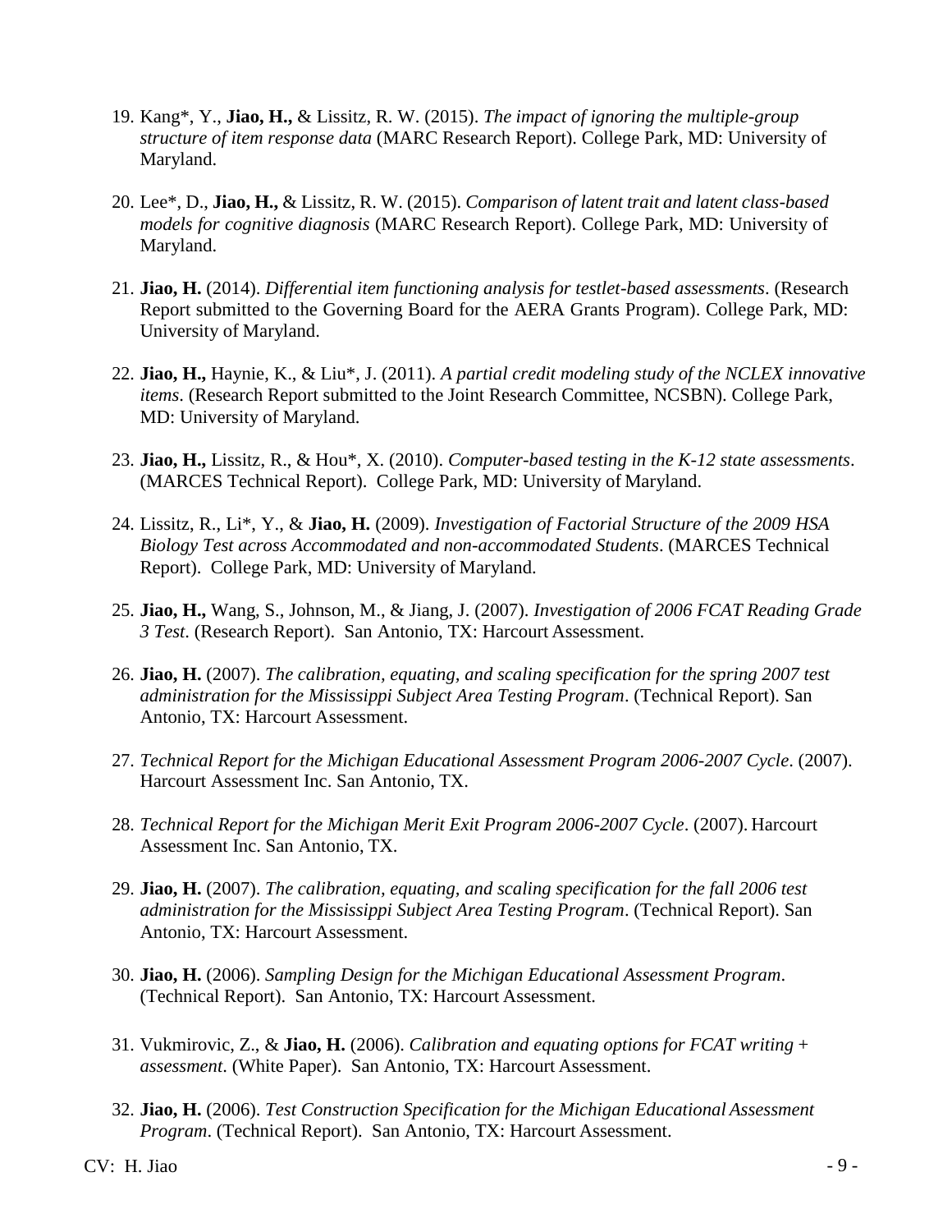19. Kang*, Y., **Jiao, H.,** & Lissitz, R. W. (2015). *The impact of ignoring the multiple-group structure of item response data* (MARC Research Report). College Park, MD: University of Maryland.

20. Lee*, D., **Jiao, H.,** & Lissitz, R. W. (2015). *Comparison of latent trait and latent class-based models for cognitive diagnosis* (MARC Research Report). College Park, MD: University of Maryland.

21. **Jiao, H.** (2014). *Differential item functioning analysis for testlet-based assessments*. (Research Report submitted to the Governing Board for the AERA Grants Program). College Park, MD: University of Maryland.

22. **Jiao, H.,** Haynie, K., & Liu*, J. (2011). *A partial credit modeling study of the NCLEX innovative items*. (Research Report submitted to the Joint Research Committee, NCSBN). College Park, MD: University of Maryland.

23. **Jiao, H.,** Lissitz, R., & Hou*, X. (2010). *Computer-based testing in the K-12 state assessments*. (MARCES Technical Report). College Park, MD: University of Maryland.

24. Lissitz, R., Li*, Y., & **Jiao, H.** (2009). *Investigation of Factorial Structure of the 2009 HSA Biology Test across Accommodated and non-accommodated Students*. (MARCES Technical Report). College Park, MD: University of Maryland.

25. **Jiao, H.,** Wang, S., Johnson, M., & Jiang, J. (2007). *Investigation of 2006 FCAT Reading Grade 3 Test.* (Research Report). San Antonio, TX: Harcourt Assessment.

26. **Jiao, H.** (2007). *The calibration, equating, and scaling specification for the spring 2007 test administration for the Mississippi Subject Area Testing Program*. (Technical Report). San Antonio, TX: Harcourt Assessment.

27. *Technical Report for the Michigan Educational Assessment Program 2006-2007 Cycle*. (2007). Harcourt Assessment Inc. San Antonio, TX.

28. *Technical Report for the Michigan Merit Exit Program 2006-2007 Cycle*. (2007). Harcourt Assessment Inc. San Antonio, TX.

29. **Jiao, H.** (2007). *The calibration, equating, and scaling specification for the fall 2006 test administration for the Mississippi Subject Area Testing Program*. (Technical Report). San Antonio, TX: Harcourt Assessment.

30. **Jiao, H.** (2006). *Sampling Design for the Michigan Educational Assessment Program*. (Technical Report). San Antonio, TX: Harcourt Assessment.

31. Vukmirovic, Z., & **Jiao, H.** (2006). *Calibration and equating options for FCAT writing + assessment*. (White Paper). San Antonio, TX: Harcourt Assessment.

32. **Jiao, H.** (2006). *Test Construction Specification for the Michigan Educational Assessment Program*. (Technical Report). San Antonio, TX: Harcourt Assessment.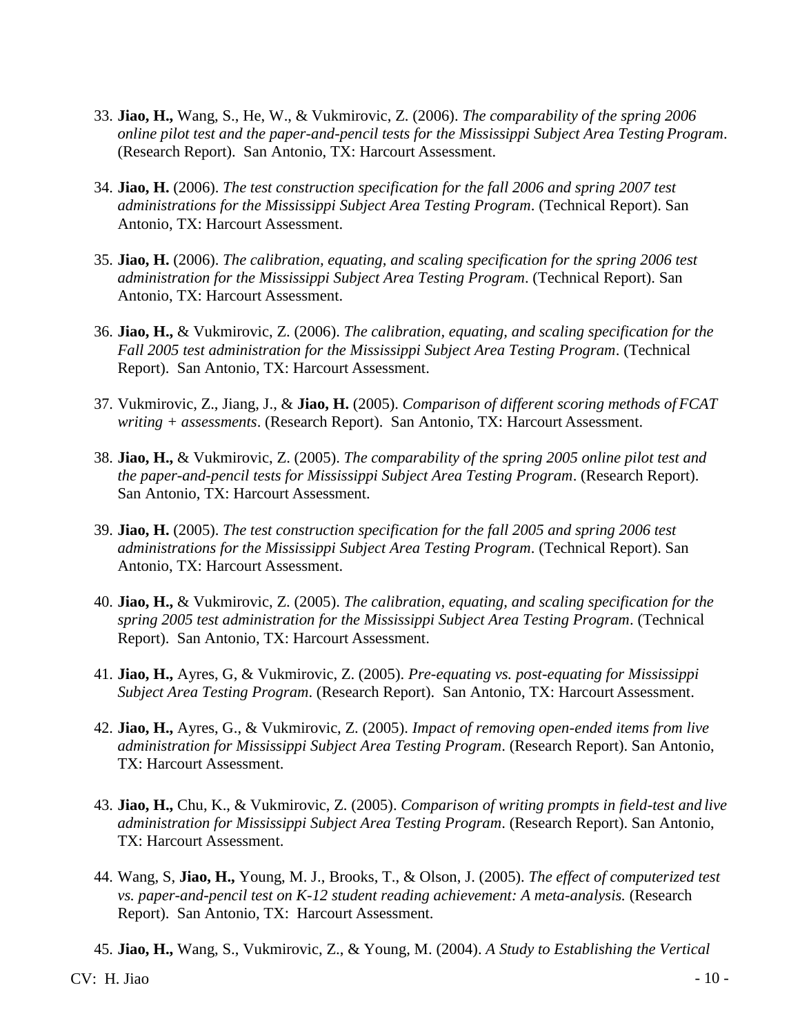33. **Jiao, H.,** Wang, S., He, W., & Vukmirovic, Z. (2006). *The comparability of the spring 2006 online pilot test and the paper-and-pencil tests for the Mississippi Subject Area Testing Program*. (Research Report). San Antonio, TX: Harcourt Assessment.

34. **Jiao, H.** (2006). *The test construction specification for the fall 2006 and spring 2007 test administrations for the Mississippi Subject Area Testing Program*. (Technical Report). San Antonio, TX: Harcourt Assessment.

35. **Jiao, H.** (2006). *The calibration, equating, and scaling specification for the spring 2006 test administration for the Mississippi Subject Area Testing Program*. (Technical Report). San Antonio, TX: Harcourt Assessment.

36. **Jiao, H.,** & Vukmirovic, Z. (2006). *The calibration, equating, and scaling specification for the Fall 2005 test administration for the Mississippi Subject Area Testing Program*. (Technical Report). San Antonio, TX: Harcourt Assessment.

37. Vukmirovic, Z., Jiang, J., & **Jiao, H.** (2005). *Comparison of different scoring methods of FCAT writing + assessments*. (Research Report). San Antonio, TX: Harcourt Assessment.

38. **Jiao, H.,** & Vukmirovic, Z. (2005). *The comparability of the spring 2005 online pilot test and the paper-and-pencil tests for Mississippi Subject Area Testing Program*. (Research Report). San Antonio, TX: Harcourt Assessment.

39. **Jiao, H.** (2005). *The test construction specification for the fall 2005 and spring 2006 test administrations for the Mississippi Subject Area Testing Program*. (Technical Report). San Antonio, TX: Harcourt Assessment.

40. **Jiao, H.,** & Vukmirovic, Z. (2005). *The calibration, equating, and scaling specification for the spring 2005 test administration for the Mississippi Subject Area Testing Program*. (Technical Report). San Antonio, TX: Harcourt Assessment.

41. **Jiao, H.,** Ayres, G, & Vukmirovic, Z. (2005). *Pre-equating vs. post-equating for Mississippi Subject Area Testing Program*. (Research Report). San Antonio, TX: Harcourt Assessment.

42. **Jiao, H.,** Ayres, G., & Vukmirovic, Z. (2005). *Impact of removing open-ended items from live administration for Mississippi Subject Area Testing Program*. (Research Report). San Antonio, TX: Harcourt Assessment.

43. **Jiao, H.,** Chu, K., & Vukmirovic, Z. (2005). *Comparison of writing prompts in field-test and live administration for Mississippi Subject Area Testing Program*. (Research Report). San Antonio, TX: Harcourt Assessment.

44. Wang, S, **Jiao, H.,** Young, M. J., Brooks, T., & Olson, J. (2005). *The effect of computerized test vs. paper-and-pencil test on K-12 student reading achievement: A meta-analysis.* (Research Report). San Antonio, TX: Harcourt Assessment.

45. **Jiao, H.,** Wang, S., Vukmirovic, Z., & Young, M. (2004). *A Study to Establishing the Vertical*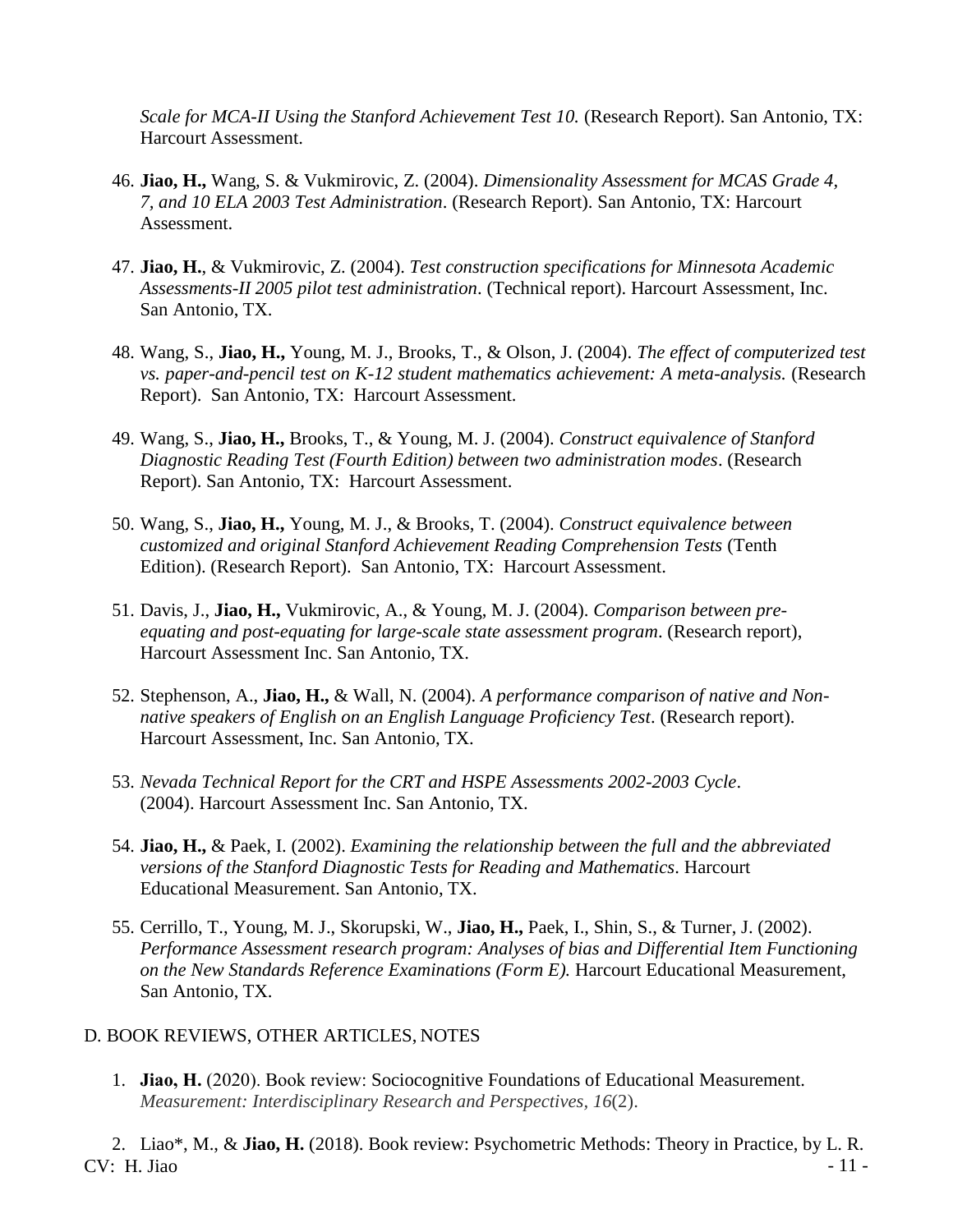*Scale for MCA-II Using the Stanford Achievement Test 10.* (Research Report). San Antonio, TX: Harcourt Assessment.

46. **Jiao, H.,** Wang, S. & Vukmirovic, Z. (2004). *Dimensionality Assessment for MCAS Grade 4, 7, and 10 ELA 2003 Test Administration*. (Research Report). San Antonio, TX: Harcourt Assessment.

47. **Jiao, H.**, & Vukmirovic, Z. (2004). *Test construction specifications for Minnesota Academic Assessments-II 2005 pilot test administration*. (Technical report). Harcourt Assessment, Inc. San Antonio, TX.

48. Wang, S., **Jiao, H.,** Young, M. J., Brooks, T., & Olson, J. (2004). *The effect of computerized test vs. paper-and-pencil test on K-12 student mathematics achievement: A meta-analysis.* (Research Report). San Antonio, TX: Harcourt Assessment.

49. Wang, S., **Jiao, H.,** Brooks, T., & Young, M. J. (2004). *Construct equivalence of Stanford Diagnostic Reading Test (Fourth Edition) between two administration modes*. (Research Report). San Antonio, TX: Harcourt Assessment.

50. Wang, S., **Jiao, H.,** Young, M. J., & Brooks, T. (2004). *Construct equivalence between customized and original Stanford Achievement Reading Comprehension Tests* (Tenth Edition). (Research Report). San Antonio, TX: Harcourt Assessment.

51. Davis, J., **Jiao, H.,** Vukmirovic, A., & Young, M. J. (2004). *Comparison between pre-equating and post-equating for large-scale state assessment program*. (Research report), Harcourt Assessment Inc. San Antonio, TX.

52. Stephenson, A., **Jiao, H.,** & Wall, N. (2004). *A performance comparison of native and Non-native speakers of English on an English Language Proficiency Test*. (Research report). Harcourt Assessment, Inc. San Antonio, TX.

53. *Nevada Technical Report for the CRT and HSPE Assessments 2002-2003 Cycle*. (2004). Harcourt Assessment Inc. San Antonio, TX.

54. **Jiao, H.,** & Paek, I. (2002). *Examining the relationship between the full and the abbreviated versions of the Stanford Diagnostic Tests for Reading and Mathematics*. Harcourt Educational Measurement. San Antonio, TX.

55. Cerrillo, T., Young, M. J., Skorupski, W., **Jiao, H.,** Paek, I., Shin, S., & Turner, J. (2002). *Performance Assessment research program: Analyses of bias and Differential Item Functioning on the New Standards Reference Examinations (Form E).* Harcourt Educational Measurement, San Antonio, TX.

D. BOOK REVIEWS, OTHER ARTICLES, NOTES

1. **Jiao, H.** (2020). Book review: Sociocognitive Foundations of Educational Measurement. *Measurement: Interdisciplinary Research and Perspectives, 16*(2).

2. Liao*, M., & **Jiao, H.** (2018). Book review: Psychometric Methods: Theory in Practice, by L. R.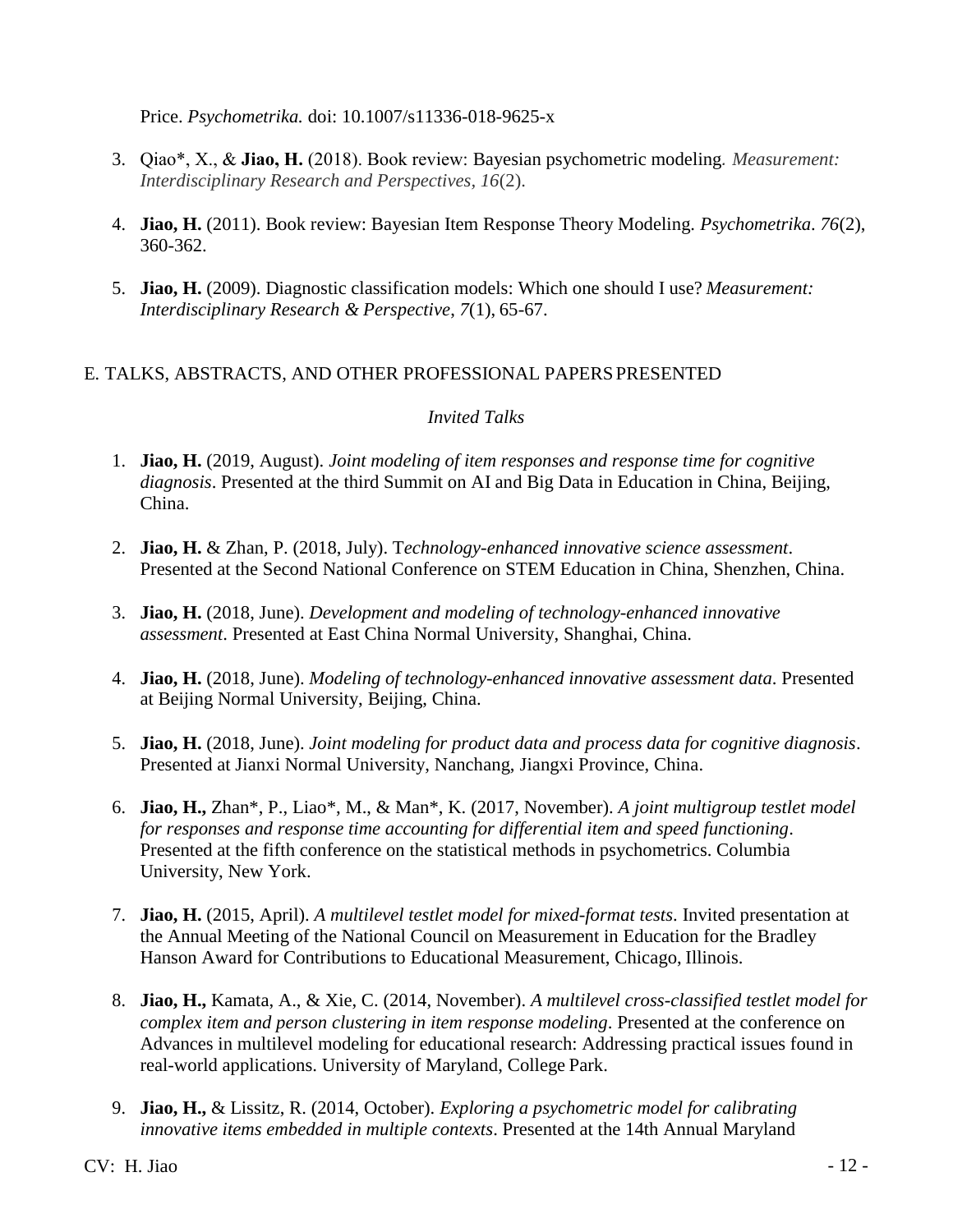Price. *Psychometrika.* doi: 10.1007/s11336-018-9625-x

3. Qiao*, X., & **Jiao, H.** (2018). Book review: Bayesian psychometric modeling*. Measurement: Interdisciplinary Research and Perspectives*, *16*(2).

4. **Jiao, H.** (2011). Book review: Bayesian Item Response Theory Modeling. *Psychometrika*. *76*(2), 360-362.

5. **Jiao, H.** (2009). Diagnostic classification models: Which one should I use? *Measurement: Interdisciplinary Research & Perspective*, *7*(1), 65-67.

E. TALKS, ABSTRACTS, AND OTHER PROFESSIONAL PAPERS PRESENTED

*Invited Talks*

1. **Jiao, H.** (2019, August). *Joint modeling of item responses and response time for cognitive diagnosis*. Presented at the third Summit on AI and Big Data in Education in China, Beijing, China.

2. **Jiao, H.** & Zhan, P. (2018, July). T*echnology-enhanced innovative science assessment*. Presented at the Second National Conference on STEM Education in China, Shenzhen, China.

3. **Jiao, H.** (2018, June). *Development and modeling of technology-enhanced innovative assessment*. Presented at East China Normal University, Shanghai, China.

4. **Jiao, H.** (2018, June). *Modeling of technology-enhanced innovative assessment data.* Presented at Beijing Normal University, Beijing, China.

5. **Jiao, H.** (2018, June). *Joint modeling for product data and process data for cognitive diagnosis*. Presented at Jianxi Normal University, Nanchang, Jiangxi Province, China.

6. **Jiao, H.,** Zhan*, P., Liao*, M., & Man*, K. (2017, November). *A joint multigroup testlet model for responses and response time accounting for differential item and speed functioning*. Presented at the fifth conference on the statistical methods in psychometrics. Columbia University, New York.

7. **Jiao, H.** (2015, April). *A multilevel testlet model for mixed-format tests*. Invited presentation at the Annual Meeting of the National Council on Measurement in Education for the Bradley Hanson Award for Contributions to Educational Measurement, Chicago, Illinois.

8. **Jiao, H.,** Kamata, A., & Xie, C. (2014, November). *A multilevel cross-classified testlet model for complex item and person clustering in item response modeling*. Presented at the conference on Advances in multilevel modeling for educational research: Addressing practical issues found in real-world applications. University of Maryland, College Park.

9. **Jiao, H.,** & Lissitz, R. (2014, October). *Exploring a psychometric model for calibrating innovative items embedded in multiple contexts*. Presented at the 14th Annual Maryland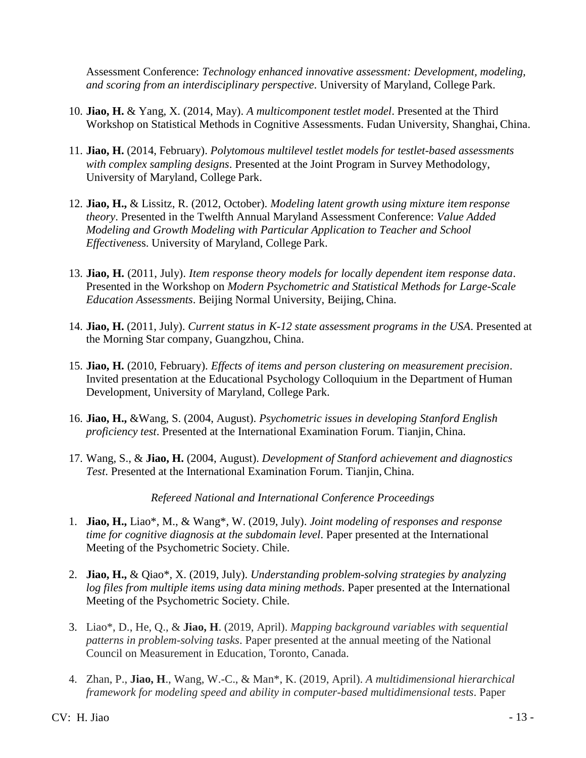Assessment Conference: *Technology enhanced innovative assessment: Development, modeling, and scoring from an interdisciplinary perspective*. University of Maryland, College Park.

10. **Jiao, H.** & Yang, X. (2014, May). *A multicomponent testlet model*. Presented at the Third Workshop on Statistical Methods in Cognitive Assessments. Fudan University, Shanghai, China.

11. **Jiao, H.** (2014, February). *Polytomous multilevel testlet models for testlet-based assessments with complex sampling designs*. Presented at the Joint Program in Survey Methodology, University of Maryland, College Park.

12. **Jiao, H.,** & Lissitz, R. (2012, October). *Modeling latent growth using mixture item response theory*. Presented in the Twelfth Annual Maryland Assessment Conference: *Value Added Modeling and Growth Modeling with Particular Application to Teacher and School Effectiveness*. University of Maryland, College Park.

13. **Jiao, H.** (2011, July). *Item response theory models for locally dependent item response data*. Presented in the Workshop on *Modern Psychometric and Statistical Methods for Large-Scale Education Assessments*. Beijing Normal University, Beijing, China.

14. **Jiao, H.** (2011, July). *Current status in K-12 state assessment programs in the USA*. Presented at the Morning Star company, Guangzhou, China.

15. **Jiao, H.** (2010, February). *Effects of items and person clustering on measurement precision*. Invited presentation at the Educational Psychology Colloquium in the Department of Human Development, University of Maryland, College Park.

16. **Jiao, H.,** &Wang, S. (2004, August). *Psychometric issues in developing Stanford English proficiency test*. Presented at the International Examination Forum. Tianjin, China.

17. Wang, S., & **Jiao, H.** (2004, August). *Development of Stanford achievement and diagnostics Test*. Presented at the International Examination Forum. Tianjin, China.

*Refereed National and International Conference Proceedings*

1. **Jiao, H.,** Liao*, M., & Wang*, W. (2019, July). *Joint modeling of responses and response time for cognitive diagnosis at the subdomain level*. Paper presented at the International Meeting of the Psychometric Society. Chile.

2. **Jiao, H.,** & Qiao*, X. (2019, July). *Understanding problem-solving strategies by analyzing log files from multiple items using data mining methods*. Paper presented at the International Meeting of the Psychometric Society. Chile.

3. Liao*, D., He, Q., & **Jiao, H**. (2019, April). *Mapping background variables with sequential patterns in problem-solving tasks*. Paper presented at the annual meeting of the National Council on Measurement in Education, Toronto, Canada.

4. Zhan, P., **Jiao, H**., Wang, W.-C., & Man*, K. (2019, April). *A multidimensional hierarchical framework for modeling speed and ability in computer-based multidimensional tests*. Paper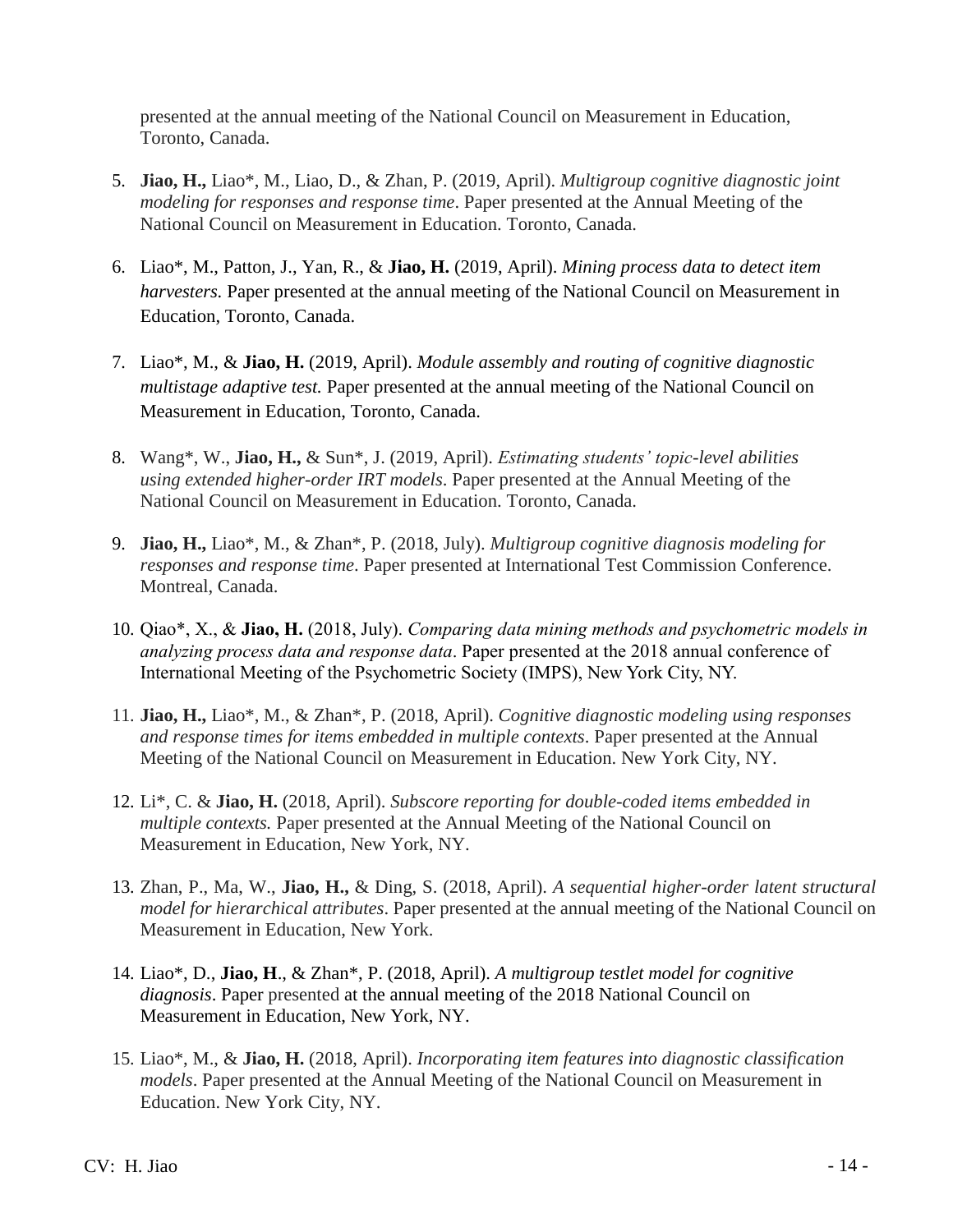presented at the annual meeting of the National Council on Measurement in Education, Toronto, Canada.

5. **Jiao, H.,** Liao*, M., Liao, D., & Zhan, P. (2019, April). *Multigroup cognitive diagnostic joint modeling for responses and response time*. Paper presented at the Annual Meeting of the National Council on Measurement in Education. Toronto, Canada.

6. Liao*, M., Patton, J., Yan, R., & **Jiao, H.** (2019, April). *Mining process data to detect item harvesters.* Paper presented at the annual meeting of the National Council on Measurement in Education, Toronto, Canada.

7. Liao*, M., & **Jiao, H.** (2019, April). *Module assembly and routing of cognitive diagnostic multistage adaptive test.* Paper presented at the annual meeting of the National Council on Measurement in Education, Toronto, Canada.

8. Wang*, W., **Jiao, H.,** & Sun*, J. (2019, April). *Estimating students' topic-level abilities using extended higher-order IRT models*. Paper presented at the Annual Meeting of the National Council on Measurement in Education. Toronto, Canada.

9. **Jiao, H.,** Liao*, M., & Zhan*, P. (2018, July). *Multigroup cognitive diagnosis modeling for responses and response time*. Paper presented at International Test Commission Conference. Montreal, Canada.

10. Qiao*, X., & **Jiao, H.** (2018, July). *Comparing data mining methods and psychometric models in analyzing process data and response data*. Paper presented at the 2018 annual conference of International Meeting of the Psychometric Society (IMPS), New York City, NY.

11. **Jiao, H.,** Liao*, M., & Zhan*, P. (2018, April). *Cognitive diagnostic modeling using responses and response times for items embedded in multiple contexts*. Paper presented at the Annual Meeting of the National Council on Measurement in Education. New York City, NY.

12. Li*, C. & **Jiao, H.** (2018, April). *Subscore reporting for double-coded items embedded in multiple contexts.* Paper presented at the Annual Meeting of the National Council on Measurement in Education, New York, NY.

13. Zhan, P., Ma, W., **Jiao, H.,** & Ding, S. (2018, April). *A sequential higher-order latent structural model for hierarchical attributes*. Paper presented at the annual meeting of the National Council on Measurement in Education, New York.

14. Liao*, D., **Jiao, H**., & Zhan*, P. (2018, April). *A multigroup testlet model for cognitive diagnosis*. Paper presented at the annual meeting of the 2018 National Council on Measurement in Education, New York, NY.

15. Liao*, M., & **Jiao, H.** (2018, April). *Incorporating item features into diagnostic classification models*. Paper presented at the Annual Meeting of the National Council on Measurement in Education. New York City, NY.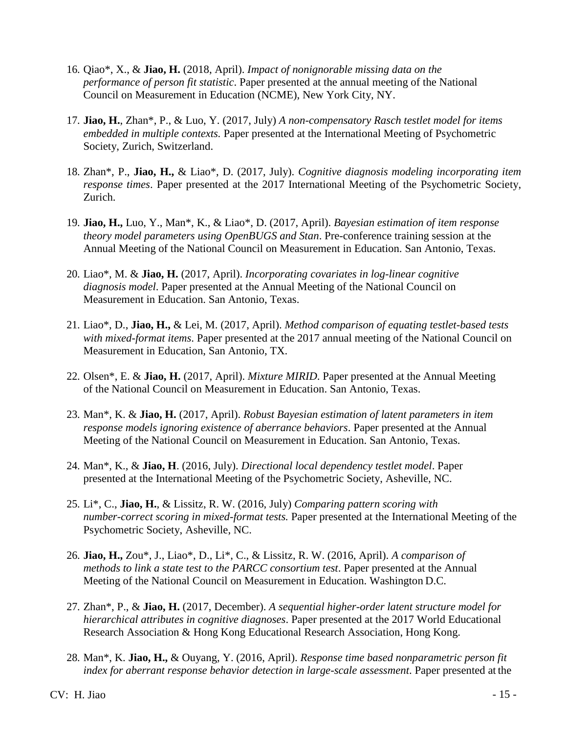16. Qiao*, X., & **Jiao, H.** (2018, April). *Impact of nonignorable missing data on the performance of person fit statistic*. Paper presented at the annual meeting of the National Council on Measurement in Education (NCME), New York City, NY.

17. **Jiao, H.**, Zhan*, P., & Luo, Y. (2017, July) *A non-compensatory Rasch testlet model for items embedded in multiple contexts.* Paper presented at the International Meeting of Psychometric Society, Zurich, Switzerland.

18. Zhan*, P., **Jiao, H.,** & Liao*, D. (2017, July). *Cognitive diagnosis modeling incorporating item response times*. Paper presented at the 2017 International Meeting of the Psychometric Society, Zurich.

19. **Jiao, H.,** Luo, Y., Man*, K., & Liao*, D. (2017, April). *Bayesian estimation of item response theory model parameters using OpenBUGS and Stan*. Pre-conference training session at the Annual Meeting of the National Council on Measurement in Education. San Antonio, Texas.

20. Liao*, M. & **Jiao, H.** (2017, April). *Incorporating covariates in log-linear cognitive diagnosis model*. Paper presented at the Annual Meeting of the National Council on Measurement in Education. San Antonio, Texas.

21. Liao*, D., **Jiao, H.,** & Lei, M. (2017, April). *Method comparison of equating testlet-based tests with mixed-format items*. Paper presented at the 2017 annual meeting of the National Council on Measurement in Education, San Antonio, TX.

22. Olsen*, E. & **Jiao, H.** (2017, April). *Mixture MIRID*. Paper presented at the Annual Meeting of the National Council on Measurement in Education. San Antonio, Texas.

23. Man*, K. & **Jiao, H.** (2017, April). *Robust Bayesian estimation of latent parameters in item response models ignoring existence of aberrance behaviors*. Paper presented at the Annual Meeting of the National Council on Measurement in Education. San Antonio, Texas.

24. Man*, K., & **Jiao, H**. (2016, July). *Directional local dependency testlet model*. Paper presented at the International Meeting of the Psychometric Society, Asheville, NC.

25. Li*, C., **Jiao, H.**, & Lissitz, R. W. (2016, July) *Comparing pattern scoring with number-correct scoring in mixed-format tests.* Paper presented at the International Meeting of the Psychometric Society, Asheville, NC.

26. **Jiao, H.,** Zou*, J., Liao*, D., Li*, C., & Lissitz, R. W. (2016, April). *A comparison of methods to link a state test to the PARCC consortium test*. Paper presented at the Annual Meeting of the National Council on Measurement in Education. Washington D.C.

27. Zhan*, P., & **Jiao, H.** (2017, December). *A sequential higher-order latent structure model for hierarchical attributes in cognitive diagnoses*. Paper presented at the 2017 World Educational Research Association & Hong Kong Educational Research Association, Hong Kong.

28. Man*, K. **Jiao, H.,** & Ouyang, Y. (2016, April). *Response time based nonparametric person fit index for aberrant response behavior detection in large-scale assessment*. Paper presented at the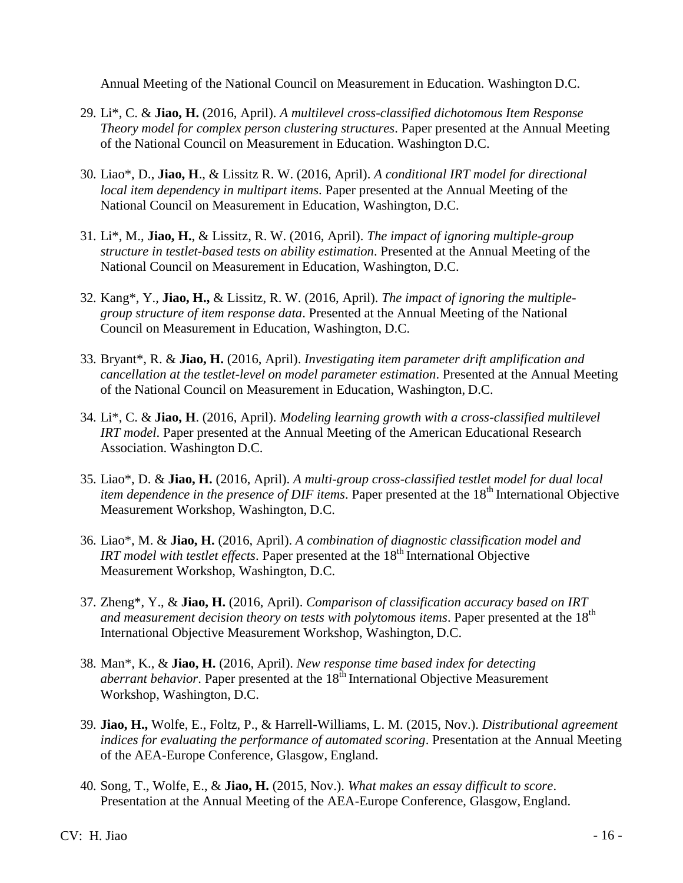Annual Meeting of the National Council on Measurement in Education. Washington D.C.

29. Li*, C. & **Jiao, H.** (2016, April). *A multilevel cross-classified dichotomous Item Response Theory model for complex person clustering structures*. Paper presented at the Annual Meeting of the National Council on Measurement in Education. Washington D.C.

30. Liao*, D., **Jiao, H**., & Lissitz R. W. (2016, April). *A conditional IRT model for directional local item dependency in multipart items*. Paper presented at the Annual Meeting of the National Council on Measurement in Education, Washington, D.C.

31. Li*, M., **Jiao, H.**, & Lissitz, R. W. (2016, April). *The impact of ignoring multiple-group structure in testlet-based tests on ability estimation*. Presented at the Annual Meeting of the National Council on Measurement in Education, Washington, D.C.

32. Kang*, Y., **Jiao, H.,** & Lissitz, R. W. (2016, April). *The impact of ignoring the multiple-group structure of item response data*. Presented at the Annual Meeting of the National Council on Measurement in Education, Washington, D.C.

33. Bryant*, R. & **Jiao, H.** (2016, April). *Investigating item parameter drift amplification and cancellation at the testlet-level on model parameter estimation*. Presented at the Annual Meeting of the National Council on Measurement in Education, Washington, D.C.

34. Li*, C. & **Jiao, H**. (2016, April). *Modeling learning growth with a cross-classified multilevel IRT model*. Paper presented at the Annual Meeting of the American Educational Research Association. Washington D.C.

35. Liao*, D. & **Jiao, H.** (2016, April). *A multi-group cross-classified testlet model for dual local item dependence in the presence of DIF items*. Paper presented at the 18th International Objective Measurement Workshop, Washington, D.C.

36. Liao*, M. & **Jiao, H.** (2016, April). *A combination of diagnostic classification model and IRT model with testlet effects*. Paper presented at the 18th International Objective Measurement Workshop, Washington, D.C.

37. Zheng*, Y., & **Jiao, H.** (2016, April). *Comparison of classification accuracy based on IRT and measurement decision theory on tests with polytomous items*. Paper presented at the 18th International Objective Measurement Workshop, Washington, D.C.

38. Man*, K., & **Jiao, H.** (2016, April). *New response time based index for detecting aberrant behavior*. Paper presented at the 18th International Objective Measurement Workshop, Washington, D.C.

39. **Jiao, H.,** Wolfe, E., Foltz, P., & Harrell-Williams, L. M. (2015, Nov.). *Distributional agreement indices for evaluating the performance of automated scoring*. Presentation at the Annual Meeting of the AEA-Europe Conference, Glasgow, England.

40. Song, T., Wolfe, E., & **Jiao, H.** (2015, Nov.). *What makes an essay difficult to score*. Presentation at the Annual Meeting of the AEA-Europe Conference, Glasgow, England.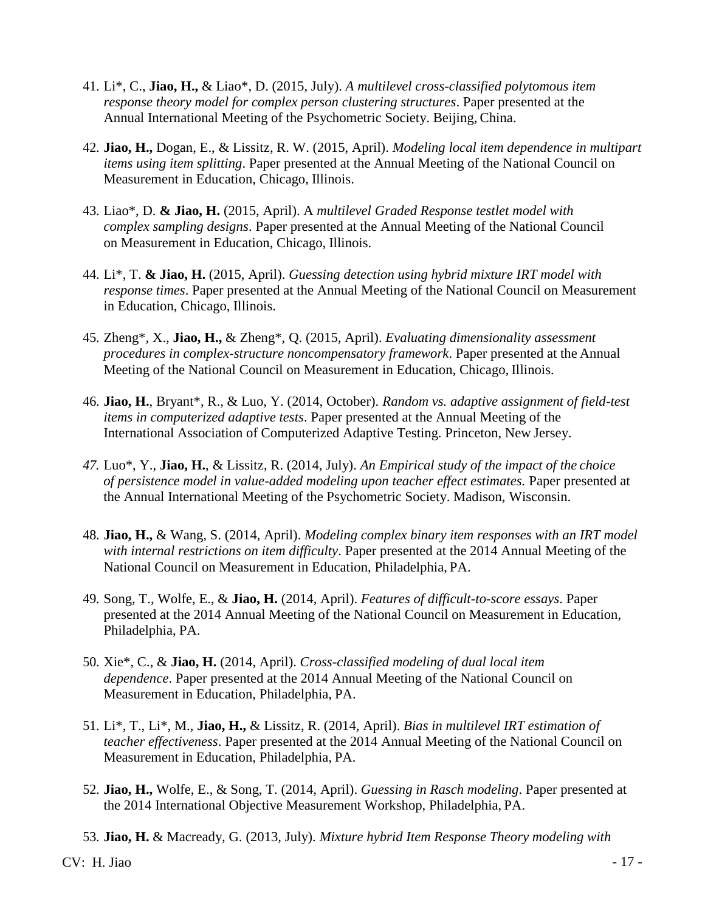41. Li*, C., **Jiao, H.,** & Liao*, D. (2015, July). *A multilevel cross-classified polytomous item response theory model for complex person clustering structures*. Paper presented at the Annual International Meeting of the Psychometric Society. Beijing, China.

42. **Jiao, H.,** Dogan, E., & Lissitz, R. W. (2015, April). *Modeling local item dependence in multipart items using item splitting*. Paper presented at the Annual Meeting of the National Council on Measurement in Education, Chicago, Illinois.

43. Liao*, D. **& Jiao, H.** (2015, April). A *multilevel Graded Response testlet model with complex sampling designs*. Paper presented at the Annual Meeting of the National Council on Measurement in Education, Chicago, Illinois.

44. Li*, T. **& Jiao, H.** (2015, April). *Guessing detection using hybrid mixture IRT model with response times*. Paper presented at the Annual Meeting of the National Council on Measurement in Education, Chicago, Illinois.

45. Zheng*, X., **Jiao, H.,** & Zheng*, Q. (2015, April). *Evaluating dimensionality assessment procedures in complex-structure noncompensatory framework*. Paper presented at the Annual Meeting of the National Council on Measurement in Education, Chicago, Illinois.

46. **Jiao, H.**, Bryant*, R., & Luo, Y. (2014, October). *Random vs. adaptive assignment of field-test items in computerized adaptive tests*. Paper presented at the Annual Meeting of the International Association of Computerized Adaptive Testing. Princeton, New Jersey.

47. Luo*, Y., **Jiao, H.**, & Lissitz, R. (2014, July). *An Empirical study of the impact of the choice of persistence model in value-added modeling upon teacher effect estimates.* Paper presented at the Annual International Meeting of the Psychometric Society. Madison, Wisconsin.

48. **Jiao, H.,** & Wang, S. (2014, April). *Modeling complex binary item responses with an IRT model with internal restrictions on item difficulty*. Paper presented at the 2014 Annual Meeting of the National Council on Measurement in Education, Philadelphia, PA.

49. Song, T., Wolfe, E., & **Jiao, H.** (2014, April). *Features of difficult-to-score essays*. Paper presented at the 2014 Annual Meeting of the National Council on Measurement in Education, Philadelphia, PA.

50. Xie*, C., & **Jiao, H.** (2014, April). *Cross-classified modeling of dual local item dependence*. Paper presented at the 2014 Annual Meeting of the National Council on Measurement in Education, Philadelphia, PA.

51. Li*, T., Li*, M., **Jiao, H.,** & Lissitz, R. (2014, April). *Bias in multilevel IRT estimation of teacher effectiveness*. Paper presented at the 2014 Annual Meeting of the National Council on Measurement in Education, Philadelphia, PA.

52. **Jiao, H.,** Wolfe, E., & Song, T. (2014, April). *Guessing in Rasch modeling*. Paper presented at the 2014 International Objective Measurement Workshop, Philadelphia, PA.

53. **Jiao, H.** & Macready, G. (2013, July). *Mixture hybrid Item Response Theory modeling with*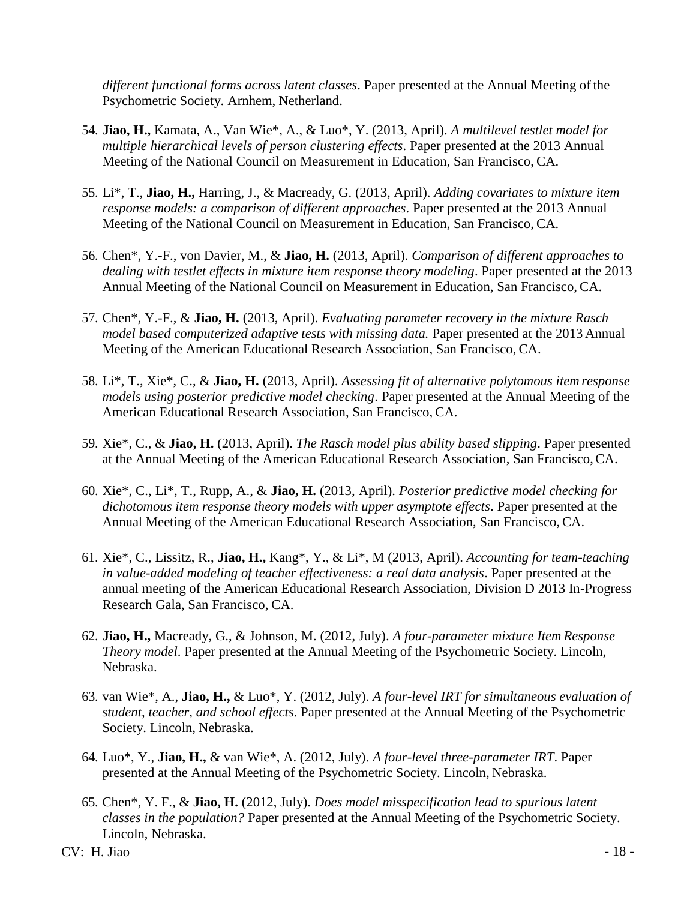*different functional forms across latent classes*. Paper presented at the Annual Meeting of the Psychometric Society. Arnhem, Netherland.

54. **Jiao, H.,** Kamata, A., Van Wie*, A., & Luo*, Y. (2013, April). *A multilevel testlet model for multiple hierarchical levels of person clustering effects*. Paper presented at the 2013 Annual Meeting of the National Council on Measurement in Education, San Francisco, CA.

55. Li*, T., **Jiao, H.,** Harring, J., & Macready, G. (2013, April). *Adding covariates to mixture item response models: a comparison of different approaches*. Paper presented at the 2013 Annual Meeting of the National Council on Measurement in Education, San Francisco, CA.

56. Chen*, Y.-F., von Davier, M., & **Jiao, H.** (2013, April). *Comparison of different approaches to dealing with testlet effects in mixture item response theory modeling*. Paper presented at the 2013 Annual Meeting of the National Council on Measurement in Education, San Francisco, CA.

57. Chen*, Y.-F., & **Jiao, H.** (2013, April). *Evaluating parameter recovery in the mixture Rasch model based computerized adaptive tests with missing data.* Paper presented at the 2013 Annual Meeting of the American Educational Research Association, San Francisco, CA.

58. Li*, T., Xie*, C., & **Jiao, H.** (2013, April). *Assessing fit of alternative polytomous item response models using posterior predictive model checking*. Paper presented at the Annual Meeting of the American Educational Research Association, San Francisco, CA.

59. Xie*, C., & **Jiao, H.** (2013, April). *The Rasch model plus ability based slipping*. Paper presented at the Annual Meeting of the American Educational Research Association, San Francisco, CA.

60. Xie*, C., Li*, T., Rupp, A., & **Jiao, H.** (2013, April). *Posterior predictive model checking for dichotomous item response theory models with upper asymptote effects*. Paper presented at the Annual Meeting of the American Educational Research Association, San Francisco, CA.

61. Xie*, C., Lissitz, R., **Jiao, H.,** Kang*, Y., & Li*, M (2013, April). *Accounting for team-teaching in value-added modeling of teacher effectiveness: a real data analysis*. Paper presented at the annual meeting of the American Educational Research Association, Division D 2013 In-Progress Research Gala, San Francisco, CA.

62. **Jiao, H.,** Macready, G., & Johnson, M. (2012, July). *A four-parameter mixture Item Response Theory model*. Paper presented at the Annual Meeting of the Psychometric Society. Lincoln, Nebraska.

63. van Wie*, A., **Jiao, H.,** & Luo*, Y. (2012, July). *A four-level IRT for simultaneous evaluation of student, teacher, and school effects*. Paper presented at the Annual Meeting of the Psychometric Society. Lincoln, Nebraska.

64. Luo*, Y., **Jiao, H.,** & van Wie*, A. (2012, July). *A four-level three-parameter IRT*. Paper presented at the Annual Meeting of the Psychometric Society. Lincoln, Nebraska.

65. Chen*, Y. F., & **Jiao, H.** (2012, July). *Does model misspecification lead to spurious latent classes in the population?* Paper presented at the Annual Meeting of the Psychometric Society. Lincoln, Nebraska.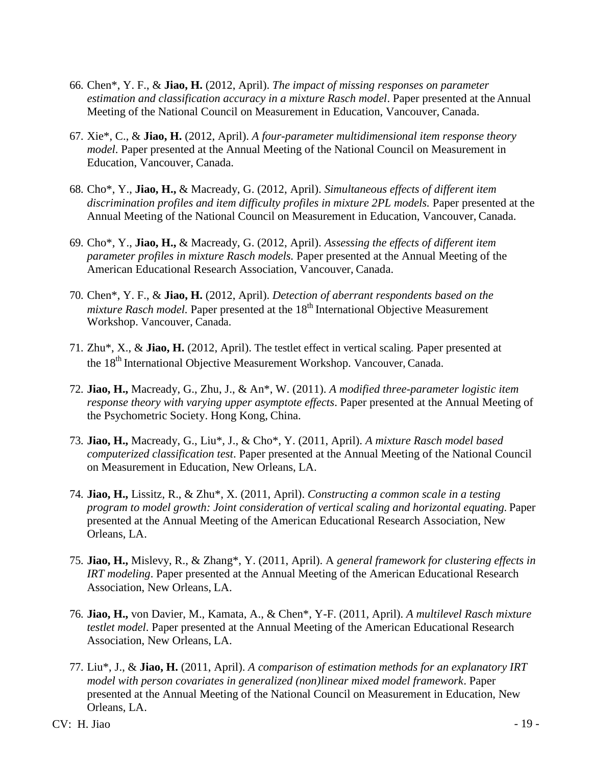66. Chen*, Y. F., & **Jiao, H.** (2012, April). *The impact of missing responses on parameter estimation and classification accuracy in a mixture Rasch model*. Paper presented at the Annual Meeting of the National Council on Measurement in Education, Vancouver, Canada.

67. Xie*, C., & **Jiao, H.** (2012, April). *A four-parameter multidimensional item response theory model*. Paper presented at the Annual Meeting of the National Council on Measurement in Education, Vancouver, Canada.

68. Cho*, Y., **Jiao, H.,** & Macready, G. (2012, April). *Simultaneous effects of different item discrimination profiles and item difficulty profiles in mixture 2PL models.* Paper presented at the Annual Meeting of the National Council on Measurement in Education, Vancouver, Canada.

69. Cho*, Y., **Jiao, H.,** & Macready, G. (2012, April). *Assessing the effects of different item parameter profiles in mixture Rasch models.* Paper presented at the Annual Meeting of the American Educational Research Association, Vancouver, Canada.

70. Chen*, Y. F., & **Jiao, H.** (2012, April). *Detection of aberrant respondents based on the mixture Rasch model.* Paper presented at the 18th International Objective Measurement Workshop. Vancouver, Canada.

71. Zhu*, X., & **Jiao, H.** (2012, April). The testlet effect in vertical scaling. Paper presented at the 18th International Objective Measurement Workshop. Vancouver, Canada.

72. **Jiao, H.,** Macready, G., Zhu, J., & An*, W. (2011). *A modified three-parameter logistic item response theory with varying upper asymptote effects*. Paper presented at the Annual Meeting of the Psychometric Society. Hong Kong, China.

73. **Jiao, H.,** Macready, G., Liu*, J., & Cho*, Y. (2011, April). *A mixture Rasch model based computerized classification test*. Paper presented at the Annual Meeting of the National Council on Measurement in Education, New Orleans, LA.

74. **Jiao, H.,** Lissitz, R., & Zhu*, X. (2011, April). *Constructing a common scale in a testing program to model growth: Joint consideration of vertical scaling and horizontal equating.* Paper presented at the Annual Meeting of the American Educational Research Association, New Orleans, LA.

75. **Jiao, H.,** Mislevy, R., & Zhang*, Y. (2011, April). A *general framework for clustering effects in IRT modeling*. Paper presented at the Annual Meeting of the American Educational Research Association, New Orleans, LA.

76. **Jiao, H.,** von Davier, M., Kamata, A., & Chen*, Y-F. (2011, April). *A multilevel Rasch mixture testlet model*. Paper presented at the Annual Meeting of the American Educational Research Association, New Orleans, LA.

77. Liu*, J., & **Jiao, H.** (2011, April). *A comparison of estimation methods for an explanatory IRT model with person covariates in generalized (non)linear mixed model framework*. Paper presented at the Annual Meeting of the National Council on Measurement in Education, New Orleans, LA.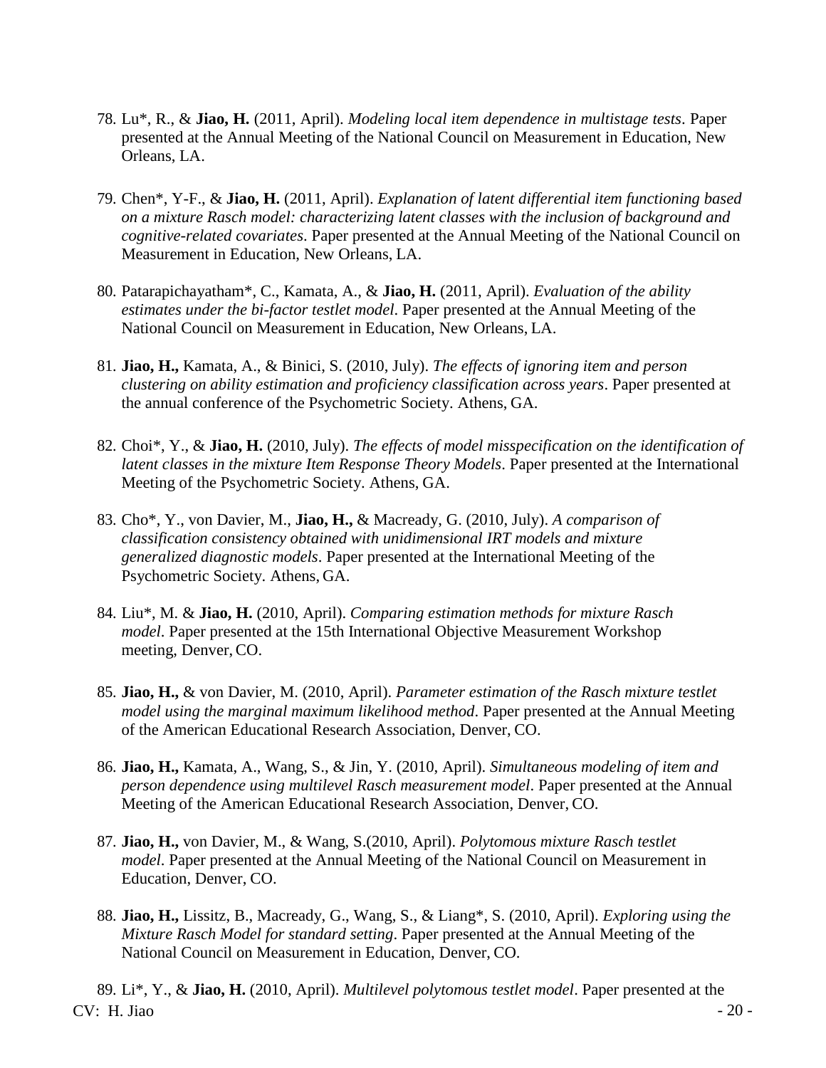78. Lu*, R., & **Jiao, H.** (2011, April). *Modeling local item dependence in multistage tests*. Paper presented at the Annual Meeting of the National Council on Measurement in Education, New Orleans, LA.

79. Chen*, Y-F., & **Jiao, H.** (2011, April). *Explanation of latent differential item functioning based on a mixture Rasch model: characterizing latent classes with the inclusion of background and cognitive-related covariates*. Paper presented at the Annual Meeting of the National Council on Measurement in Education, New Orleans, LA.

80. Patarapichayatham*, C., Kamata, A., & **Jiao, H.** (2011, April). *Evaluation of the ability estimates under the bi-factor testlet model*. Paper presented at the Annual Meeting of the National Council on Measurement in Education, New Orleans, LA.

81. **Jiao, H.,** Kamata, A., & Binici, S. (2010, July). *The effects of ignoring item and person clustering on ability estimation and proficiency classification across years*. Paper presented at the annual conference of the Psychometric Society. Athens, GA.

82. Choi*, Y., & **Jiao, H.** (2010, July). *The effects of model misspecification on the identification of latent classes in the mixture Item Response Theory Models*. Paper presented at the International Meeting of the Psychometric Society. Athens, GA.

83. Cho*, Y., von Davier, M., **Jiao, H.,** & Macready, G. (2010, July). *A comparison of classification consistency obtained with unidimensional IRT models and mixture generalized diagnostic models*. Paper presented at the International Meeting of the Psychometric Society. Athens, GA.

84. Liu*, M. & **Jiao, H.** (2010, April). *Comparing estimation methods for mixture Rasch model*. Paper presented at the 15th International Objective Measurement Workshop meeting, Denver, CO.

85. **Jiao, H.,** & von Davier, M. (2010, April). *Parameter estimation of the Rasch mixture testlet model using the marginal maximum likelihood method*. Paper presented at the Annual Meeting of the American Educational Research Association, Denver, CO.

86. **Jiao, H.,** Kamata, A., Wang, S., & Jin, Y. (2010, April). *Simultaneous modeling of item and person dependence using multilevel Rasch measurement model*. Paper presented at the Annual Meeting of the American Educational Research Association, Denver, CO.

87. **Jiao, H.,** von Davier, M., & Wang, S.(2010, April). *Polytomous mixture Rasch testlet model*. Paper presented at the Annual Meeting of the National Council on Measurement in Education, Denver, CO.

88. **Jiao, H.,** Lissitz, B., Macready, G., Wang, S., & Liang*, S. (2010, April). *Exploring using the Mixture Rasch Model for standard setting*. Paper presented at the Annual Meeting of the National Council on Measurement in Education, Denver, CO.

89. Li*, Y., & **Jiao, H.** (2010, April). *Multilevel polytomous testlet model*. Paper presented at the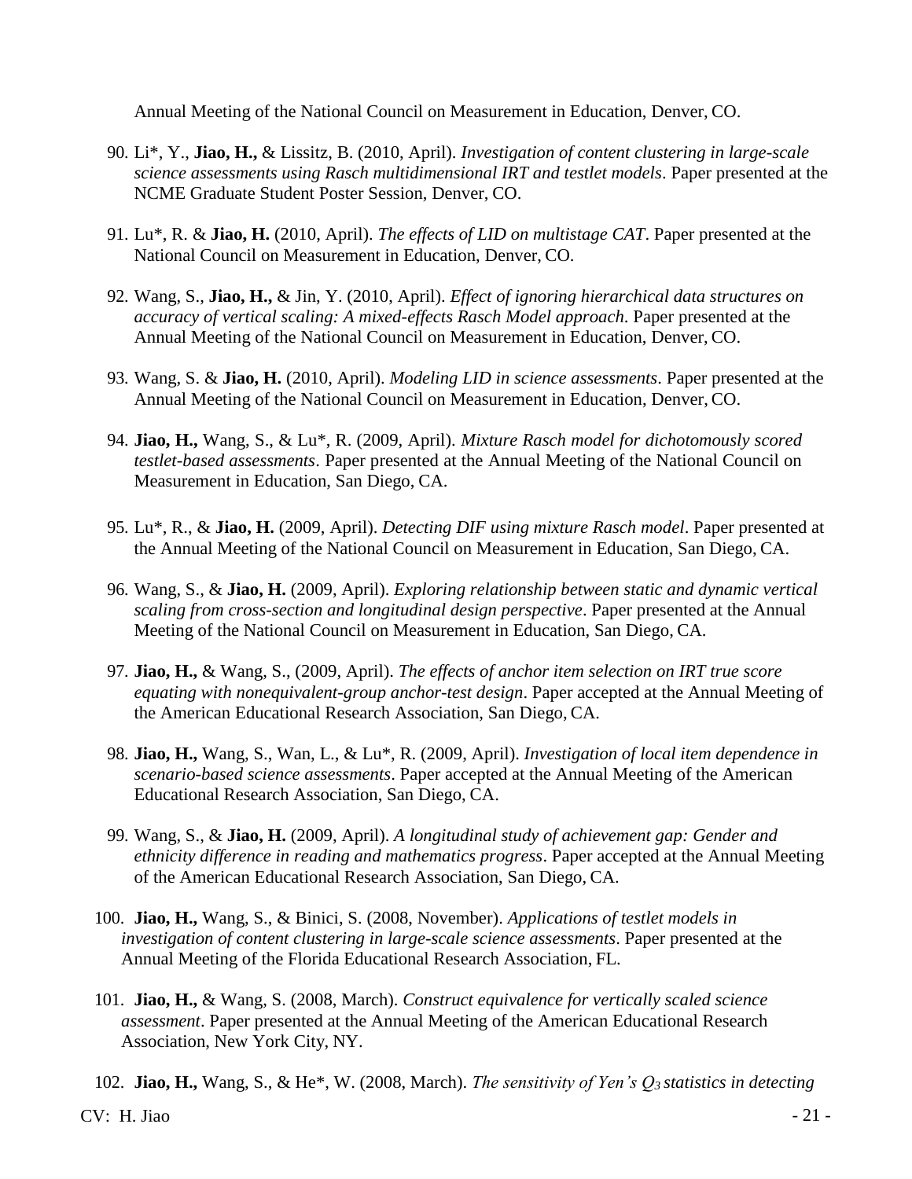Annual Meeting of the National Council on Measurement in Education, Denver, CO.

90. Li*, Y., **Jiao, H.,** & Lissitz, B. (2010, April). *Investigation of content clustering in large-scale science assessments using Rasch multidimensional IRT and testlet models*. Paper presented at the NCME Graduate Student Poster Session, Denver, CO.

91. Lu*, R. & **Jiao, H.** (2010, April). *The effects of LID on multistage CAT*. Paper presented at the National Council on Measurement in Education, Denver, CO.

92. Wang, S., **Jiao, H.,** & Jin, Y. (2010, April). *Effect of ignoring hierarchical data structures on accuracy of vertical scaling: A mixed-effects Rasch Model approach*. Paper presented at the Annual Meeting of the National Council on Measurement in Education, Denver, CO.

93. Wang, S. & **Jiao, H.** (2010, April). *Modeling LID in science assessments*. Paper presented at the Annual Meeting of the National Council on Measurement in Education, Denver, CO.

94. **Jiao, H.,** Wang, S., & Lu*, R. (2009, April). *Mixture Rasch model for dichotomously scored testlet-based assessments*. Paper presented at the Annual Meeting of the National Council on Measurement in Education, San Diego, CA.

95. Lu*, R., & **Jiao, H.** (2009, April). *Detecting DIF using mixture Rasch model*. Paper presented at the Annual Meeting of the National Council on Measurement in Education, San Diego, CA.

96. Wang, S., & **Jiao, H.** (2009, April). *Exploring relationship between static and dynamic vertical scaling from cross-section and longitudinal design perspective*. Paper presented at the Annual Meeting of the National Council on Measurement in Education, San Diego, CA.

97. **Jiao, H.,** & Wang, S., (2009, April). *The effects of anchor item selection on IRT true score equating with nonequivalent-group anchor-test design*. Paper accepted at the Annual Meeting of the American Educational Research Association, San Diego, CA.

98. **Jiao, H.,** Wang, S., Wan, L., & Lu*, R. (2009, April). *Investigation of local item dependence in scenario-based science assessments*. Paper accepted at the Annual Meeting of the American Educational Research Association, San Diego, CA.

99. Wang, S., & **Jiao, H.** (2009, April). *A longitudinal study of achievement gap: Gender and ethnicity difference in reading and mathematics progress*. Paper accepted at the Annual Meeting of the American Educational Research Association, San Diego, CA.

100. **Jiao, H.,** Wang, S., & Binici, S. (2008, November). *Applications of testlet models in investigation of content clustering in large-scale science assessments*. Paper presented at the Annual Meeting of the Florida Educational Research Association, FL.

101. **Jiao, H.,** & Wang, S. (2008, March). *Construct equivalence for vertically scaled science assessment*. Paper presented at the Annual Meeting of the American Educational Research Association, New York City, NY.

102. **Jiao, H.,** Wang, S., & He*, W. (2008, March). *The sensitivity of Yen's $Q_3$ statistics in detecting*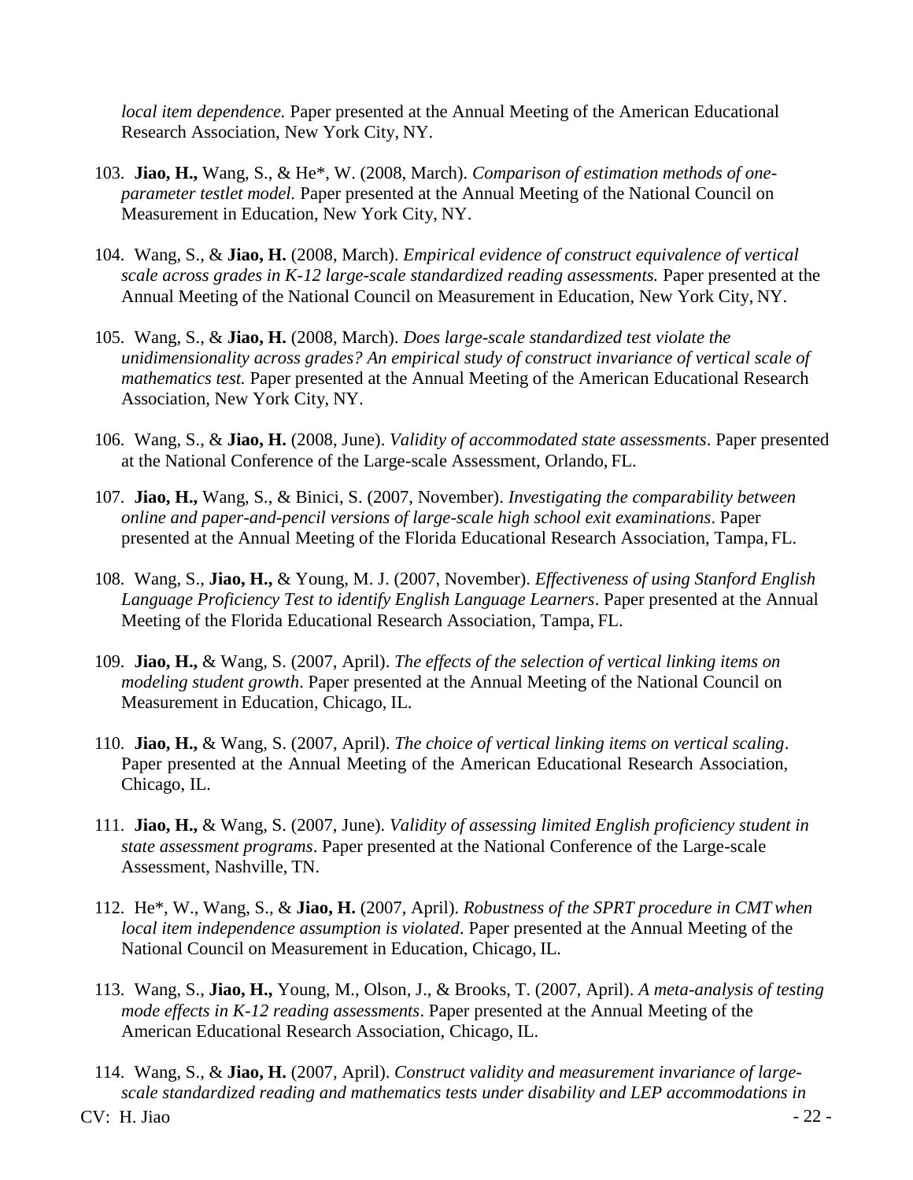*local item dependence.* Paper presented at the Annual Meeting of the American Educational Research Association, New York City, NY.

103. **Jiao, H.,** Wang, S., & He*, W. (2008, March). *Comparison of estimation methods of one-parameter testlet model*. Paper presented at the Annual Meeting of the National Council on Measurement in Education, New York City, NY.

104. Wang, S., & **Jiao, H.** (2008, March). *Empirical evidence of construct equivalence of vertical scale across grades in K-12 large-scale standardized reading assessments.* Paper presented at the Annual Meeting of the National Council on Measurement in Education, New York City, NY.

105. Wang, S., & **Jiao, H.** (2008, March). *Does large-scale standardized test violate the unidimensionality across grades? An empirical study of construct invariance of vertical scale of mathematics test.* Paper presented at the Annual Meeting of the American Educational Research Association, New York City, NY.

106. Wang, S., & **Jiao, H.** (2008, June). *Validity of accommodated state assessments*. Paper presented at the National Conference of the Large-scale Assessment, Orlando, FL.

107. **Jiao, H.,** Wang, S., & Binici, S. (2007, November). *Investigating the comparability between online and paper-and-pencil versions of large-scale high school exit examinations*. Paper presented at the Annual Meeting of the Florida Educational Research Association, Tampa, FL.

108. Wang, S., **Jiao, H.,** & Young, M. J. (2007, November). *Effectiveness of using Stanford English Language Proficiency Test to identify English Language Learners*. Paper presented at the Annual Meeting of the Florida Educational Research Association, Tampa, FL.

109. **Jiao, H.,** & Wang, S. (2007, April). *The effects of the selection of vertical linking items on modeling student growth*. Paper presented at the Annual Meeting of the National Council on Measurement in Education, Chicago, IL.

110. **Jiao, H.,** & Wang, S. (2007, April). *The choice of vertical linking items on vertical scaling*. Paper presented at the Annual Meeting of the American Educational Research Association, Chicago, IL.

111. **Jiao, H.,** & Wang, S. (2007, June). *Validity of assessing limited English proficiency student in state assessment programs*. Paper presented at the National Conference of the Large-scale Assessment, Nashville, TN.

112. He*, W., Wang, S., & **Jiao, H.** (2007, April). *Robustness of the SPRT procedure in CMT when local item independence assumption is violated*. Paper presented at the Annual Meeting of the National Council on Measurement in Education, Chicago, IL.

113. Wang, S., **Jiao, H.,** Young, M., Olson, J., & Brooks, T. (2007, April). *A meta-analysis of testing mode effects in K-12 reading assessments*. Paper presented at the Annual Meeting of the American Educational Research Association, Chicago, IL.

114. Wang, S., & **Jiao, H.** (2007, April). *Construct validity and measurement invariance of large-scale standardized reading and mathematics tests under disability and LEP accommodations in*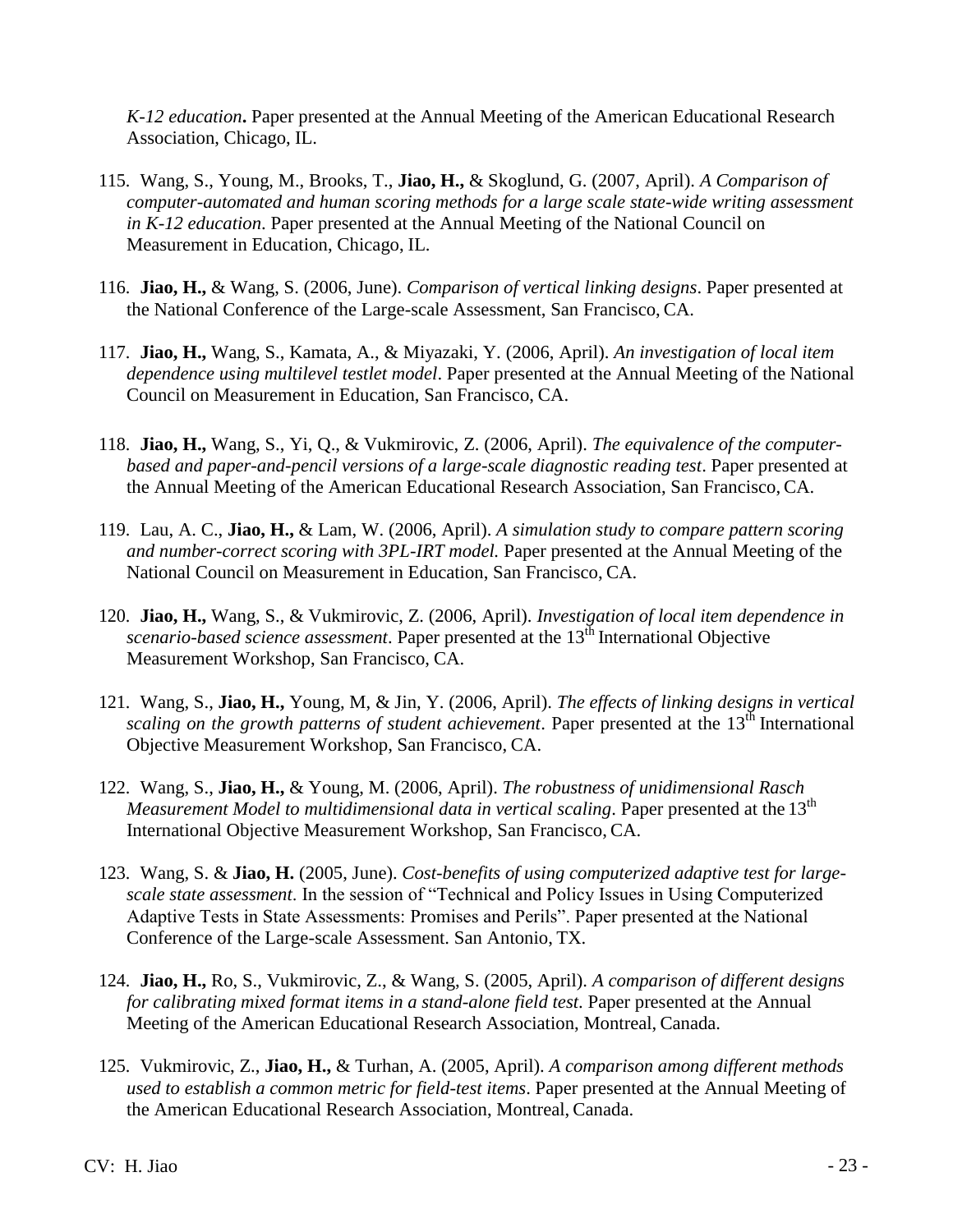*K-12 education***.** Paper presented at the Annual Meeting of the American Educational Research Association, Chicago, IL.

115. Wang, S., Young, M., Brooks, T., **Jiao, H.,** & Skoglund, G. (2007, April). *A Comparison of computer-automated and human scoring methods for a large scale state-wide writing assessment in K-12 education*. Paper presented at the Annual Meeting of the National Council on Measurement in Education, Chicago, IL.

116. **Jiao, H.,** & Wang, S. (2006, June). *Comparison of vertical linking designs*. Paper presented at the National Conference of the Large-scale Assessment, San Francisco, CA.

117. **Jiao, H.,** Wang, S., Kamata, A., & Miyazaki, Y. (2006, April). *An investigation of local item dependence using multilevel testlet model*. Paper presented at the Annual Meeting of the National Council on Measurement in Education, San Francisco, CA.

118. **Jiao, H.,** Wang, S., Yi, Q., & Vukmirovic, Z. (2006, April). *The equivalence of the computer-based and paper-and-pencil versions of a large-scale diagnostic reading test*. Paper presented at the Annual Meeting of the American Educational Research Association, San Francisco, CA.

119. Lau, A. C., **Jiao, H.,** & Lam, W. (2006, April). *A simulation study to compare pattern scoring and number-correct scoring with 3PL-IRT model.* Paper presented at the Annual Meeting of the National Council on Measurement in Education, San Francisco, CA.

120. **Jiao, H.,** Wang, S., & Vukmirovic, Z. (2006, April). *Investigation of local item dependence in scenario-based science assessment*. Paper presented at the 13th International Objective Measurement Workshop, San Francisco, CA.

121. Wang, S., **Jiao, H.,** Young, M, & Jin, Y. (2006, April). *The effects of linking designs in vertical scaling on the growth patterns of student achievement*. Paper presented at the 13th International Objective Measurement Workshop, San Francisco, CA.

122. Wang, S., **Jiao, H.,** & Young, M. (2006, April). *The robustness of unidimensional Rasch Measurement Model to multidimensional data in vertical scaling*. Paper presented at the 13th International Objective Measurement Workshop, San Francisco, CA.

123. Wang, S. & **Jiao, H.** (2005, June). *Cost-benefits of using computerized adaptive test for large-scale state assessment*. In the session of "Technical and Policy Issues in Using Computerized Adaptive Tests in State Assessments: Promises and Perils". Paper presented at the National Conference of the Large-scale Assessment. San Antonio, TX.

124. **Jiao, H.,** Ro, S., Vukmirovic, Z., & Wang, S. (2005, April). *A comparison of different designs for calibrating mixed format items in a stand-alone field test*. Paper presented at the Annual Meeting of the American Educational Research Association, Montreal, Canada.

125. Vukmirovic, Z., **Jiao, H.,** & Turhan, A. (2005, April). *A comparison among different methods used to establish a common metric for field-test items*. Paper presented at the Annual Meeting of the American Educational Research Association, Montreal, Canada.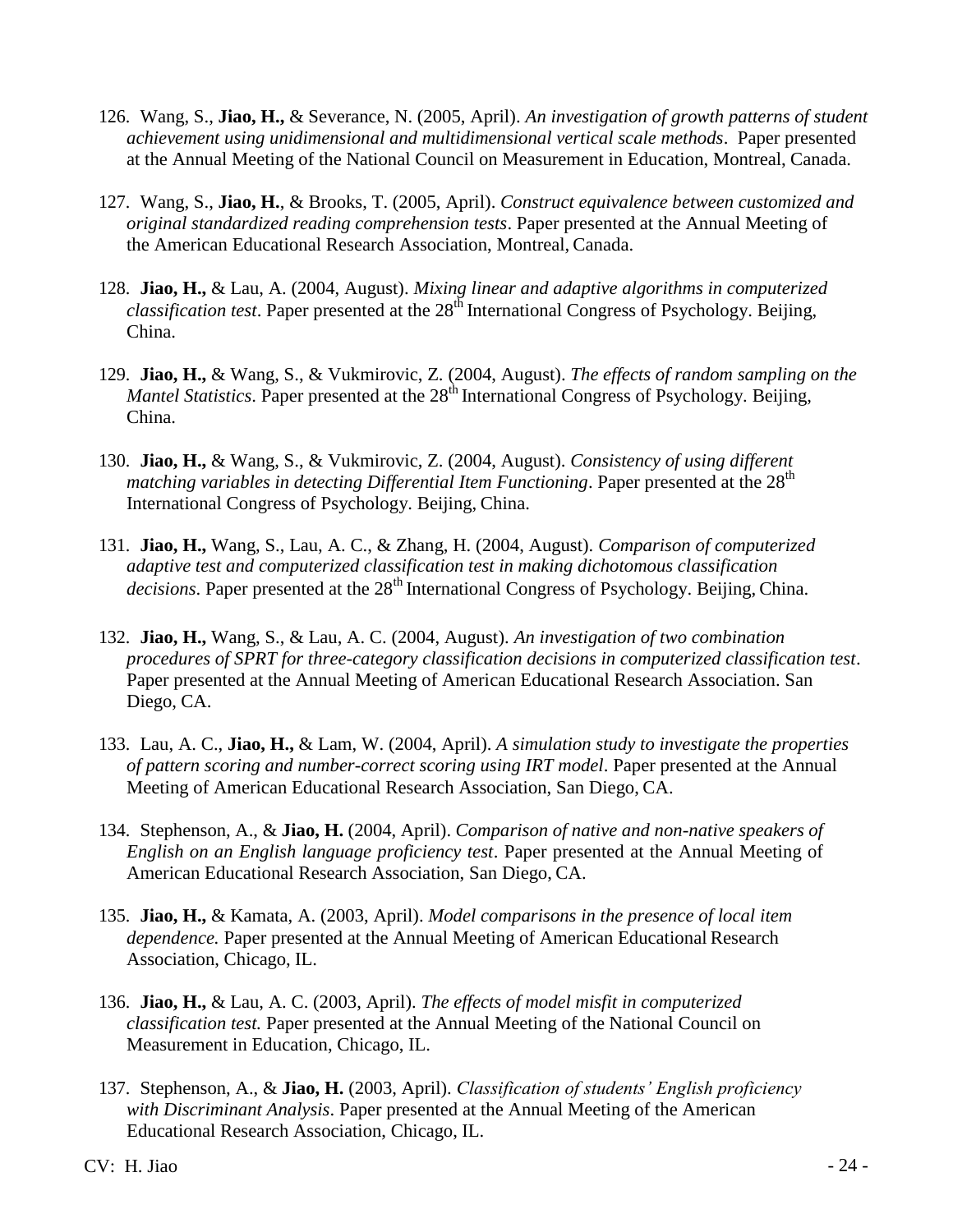126. Wang, S., **Jiao, H.,** & Severance, N. (2005, April). *An investigation of growth patterns of student achievement using unidimensional and multidimensional vertical scale methods*. Paper presented at the Annual Meeting of the National Council on Measurement in Education, Montreal, Canada.

127. Wang, S., **Jiao, H.**, & Brooks, T. (2005, April). *Construct equivalence between customized and original standardized reading comprehension tests*. Paper presented at the Annual Meeting of the American Educational Research Association, Montreal, Canada.

128. **Jiao, H.,** & Lau, A. (2004, August). *Mixing linear and adaptive algorithms in computerized classification test*. Paper presented at the 28th International Congress of Psychology. Beijing, China.

129. **Jiao, H.,** & Wang, S., & Vukmirovic, Z. (2004, August). *The effects of random sampling on the Mantel Statistics*. Paper presented at the 28th International Congress of Psychology. Beijing, China.

130. **Jiao, H.,** & Wang, S., & Vukmirovic, Z. (2004, August). *Consistency of using different matching variables in detecting Differential Item Functioning*. Paper presented at the 28th International Congress of Psychology. Beijing, China.

131. **Jiao, H.,** Wang, S., Lau, A. C., & Zhang, H. (2004, August). *Comparison of computerized adaptive test and computerized classification test in making dichotomous classification decisions*. Paper presented at the 28th International Congress of Psychology. Beijing, China.

132. **Jiao, H.,** Wang, S., & Lau, A. C. (2004, August). *An investigation of two combination procedures of SPRT for three-category classification decisions in computerized classification test*. Paper presented at the Annual Meeting of American Educational Research Association. San Diego, CA.

133. Lau, A. C., **Jiao, H.,** & Lam, W. (2004, April). *A simulation study to investigate the properties of pattern scoring and number-correct scoring using IRT model*. Paper presented at the Annual Meeting of American Educational Research Association, San Diego, CA.

134. Stephenson, A., & **Jiao, H.** (2004, April). *Comparison of native and non-native speakers of English on an English language proficiency test*. Paper presented at the Annual Meeting of American Educational Research Association, San Diego, CA.

135. **Jiao, H.,** & Kamata, A. (2003, April). *Model comparisons in the presence of local item dependence.* Paper presented at the Annual Meeting of American Educational Research Association, Chicago, IL.

136. **Jiao, H.,** & Lau, A. C. (2003, April). *The effects of model misfit in computerized classification test.* Paper presented at the Annual Meeting of the National Council on Measurement in Education, Chicago, IL.

137. Stephenson, A., & **Jiao, H.** (2003, April). *Classification of students' English proficiency with Discriminant Analysis*. Paper presented at the Annual Meeting of the American Educational Research Association, Chicago, IL.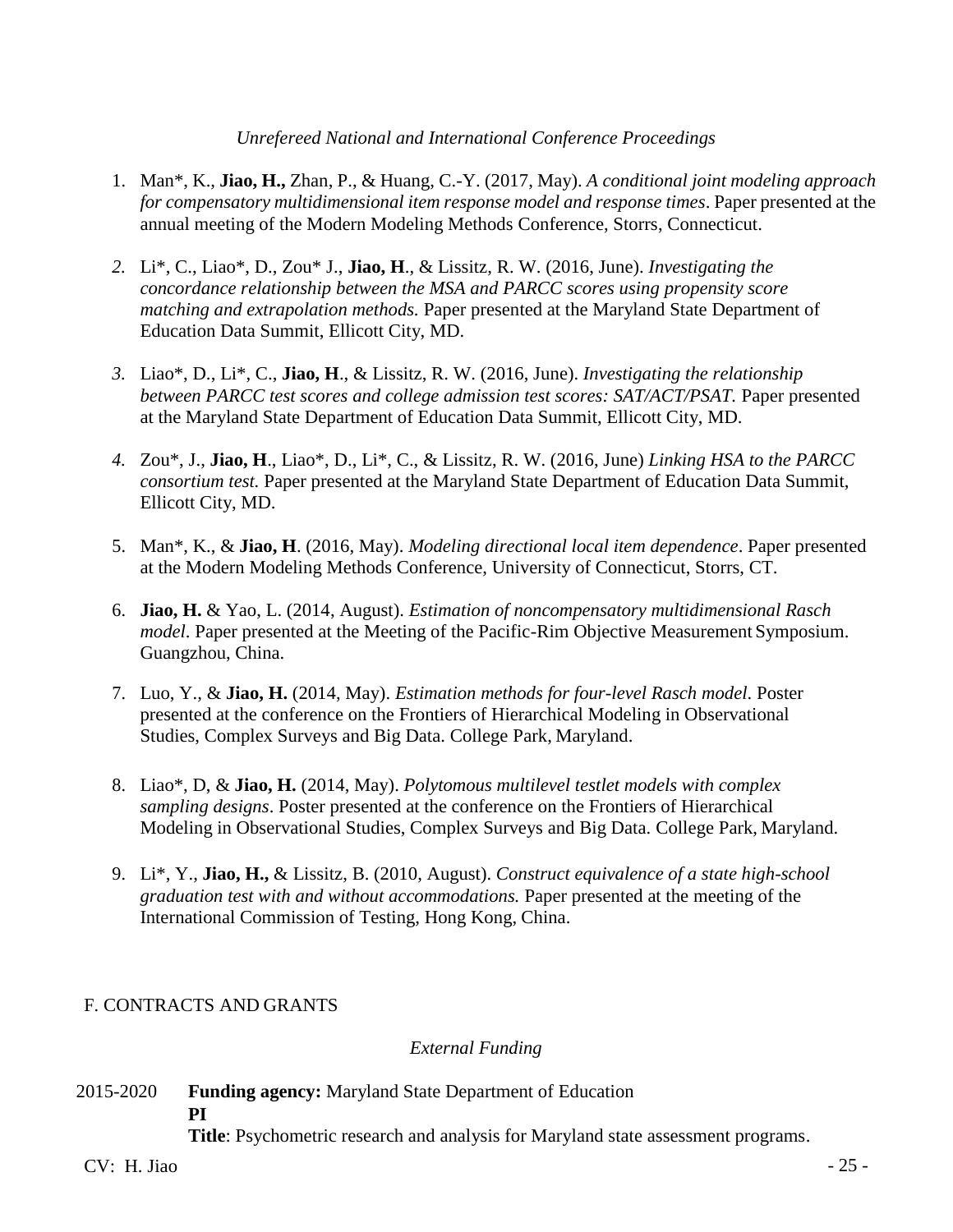*Unrefereed National and International Conference Proceedings*

1. Man*, K., **Jiao, H.,** Zhan, P., & Huang, C.-Y. (2017, May). *A conditional joint modeling approach for compensatory multidimensional item response model and response times*. Paper presented at the annual meeting of the Modern Modeling Methods Conference, Storrs, Connecticut.

2. Li*, C., Liao*, D., Zou* J., **Jiao, H**., & Lissitz, R. W. (2016, June). *Investigating the concordance relationship between the MSA and PARCC scores using propensity score matching and extrapolation methods.* Paper presented at the Maryland State Department of Education Data Summit, Ellicott City, MD.

3. Liao*, D., Li*, C., **Jiao, H**., & Lissitz, R. W. (2016, June). *Investigating the relationship between PARCC test scores and college admission test scores: SAT/ACT/PSAT.* Paper presented at the Maryland State Department of Education Data Summit, Ellicott City, MD.

4. Zou*, J., **Jiao, H**., Liao*, D., Li*, C., & Lissitz, R. W. (2016, June) *Linking HSA to the PARCC consortium test.* Paper presented at the Maryland State Department of Education Data Summit, Ellicott City, MD.

5. Man*, K., & **Jiao, H**. (2016, May). *Modeling directional local item dependence*. Paper presented at the Modern Modeling Methods Conference, University of Connecticut, Storrs, CT.

6. **Jiao, H.** & Yao, L. (2014, August). *Estimation of noncompensatory multidimensional Rasch model.* Paper presented at the Meeting of the Pacific-Rim Objective Measurement Symposium. Guangzhou, China.

7. Luo, Y., & **Jiao, H.** (2014, May). *Estimation methods for four-level Rasch model.* Poster presented at the conference on the Frontiers of Hierarchical Modeling in Observational Studies, Complex Surveys and Big Data. College Park, Maryland.

8. Liao*, D, & **Jiao, H.** (2014, May). *Polytomous multilevel testlet models with complex sampling designs*. Poster presented at the conference on the Frontiers of Hierarchical Modeling in Observational Studies, Complex Surveys and Big Data. College Park, Maryland.

9. Li*, Y., **Jiao, H.,** & Lissitz, B. (2010, August). *Construct equivalence of a state high-school graduation test with and without accommodations.* Paper presented at the meeting of the International Commission of Testing, Hong Kong, China.

## F. CONTRACTS AND GRANTS

*External Funding*

2015-2020 **Funding agency:** Maryland State Department of Education
**PI**
**Title**: Psychometric research and analysis for Maryland state assessment programs.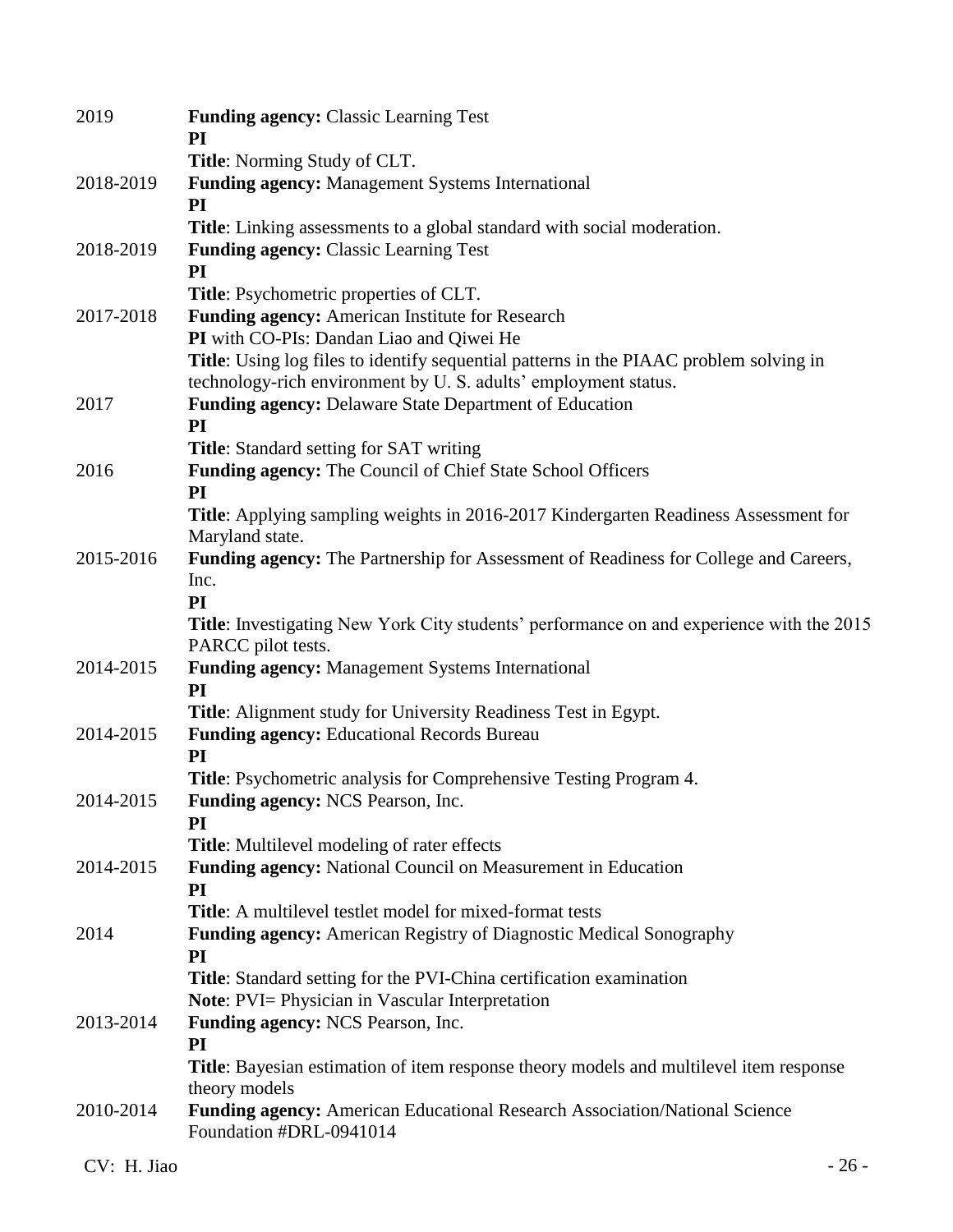2019 **Funding agency:** Classic Learning Test
**PI**
**Title**: Norming Study of CLT.

2018-2019 **Funding agency:** Management Systems International
**PI**
**Title**: Linking assessments to a global standard with social moderation.

2018-2019 **Funding agency:** Classic Learning Test
**PI**
**Title**: Psychometric properties of CLT.

2017-2018 **Funding agency:** American Institute for Research
**PI** with CO-PIs: Dandan Liao and Qiwei He
**Title**: Using log files to identify sequential patterns in the PIAAC problem solving in technology-rich environment by U. S. adults' employment status.

2017 **Funding agency:** Delaware State Department of Education
**PI**
**Title**: Standard setting for SAT writing

2016 **Funding agency:** The Council of Chief State School Officers
**PI**
**Title**: Applying sampling weights in 2016-2017 Kindergarten Readiness Assessment for Maryland state.

2015-2016 **Funding agency:** The Partnership for Assessment of Readiness for College and Careers, Inc.
**PI**
**Title**: Investigating New York City students' performance on and experience with the 2015 PARCC pilot tests.

2014-2015 **Funding agency:** Management Systems International
**PI**
**Title**: Alignment study for University Readiness Test in Egypt.

2014-2015 **Funding agency:** Educational Records Bureau
**PI**
**Title**: Psychometric analysis for Comprehensive Testing Program 4.

2014-2015 **Funding agency:** NCS Pearson, Inc.
**PI**
**Title**: Multilevel modeling of rater effects

2014-2015 **Funding agency:** National Council on Measurement in Education
**PI**
**Title**: A multilevel testlet model for mixed-format tests

2014 **Funding agency:** American Registry of Diagnostic Medical Sonography
**PI**
**Title**: Standard setting for the PVI-China certification examination
**Note**: PVI= Physician in Vascular Interpretation

2013-2014 **Funding agency:** NCS Pearson, Inc.
**PI**
**Title**: Bayesian estimation of item response theory models and multilevel item response theory models

2010-2014 **Funding agency:** American Educational Research Association/National Science Foundation #DRL-0941014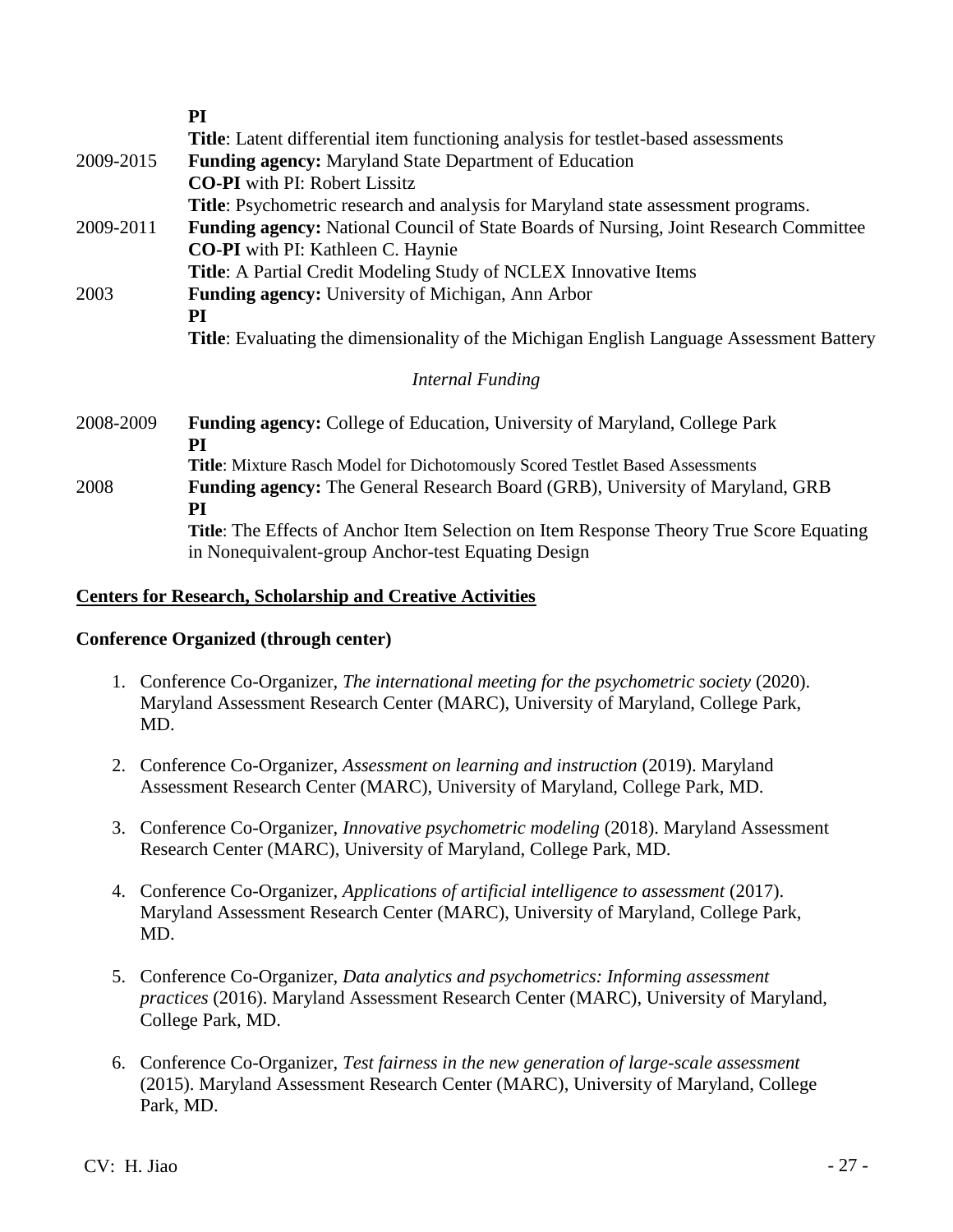**PI**
**Title**: Latent differential item functioning analysis for testlet-based assessments

2009-2015 **Funding agency:** Maryland State Department of Education
**CO-PI** with PI: Robert Lissitz
**Title**: Psychometric research and analysis for Maryland state assessment programs.

2009-2011 **Funding agency:** National Council of State Boards of Nursing, Joint Research Committee
**CO-PI** with PI: Kathleen C. Haynie
**Title**: A Partial Credit Modeling Study of NCLEX Innovative Items

2003 **Funding agency:** University of Michigan, Ann Arbor
**PI**
**Title**: Evaluating the dimensionality of the Michigan English Language Assessment Battery

*Internal Funding*

2008-2009 **Funding agency:** College of Education, University of Maryland, College Park
**PI**
**Title**: Mixture Rasch Model for Dichotomously Scored Testlet Based Assessments

2008 **Funding agency:** The General Research Board (GRB), University of Maryland, GRB
**PI**
**Title**: The Effects of Anchor Item Selection on Item Response Theory True Score Equating in Nonequivalent-group Anchor-test Equating Design

## Centers for Research, Scholarship and Creative Activities

### Conference Organized (through center)

1. Conference Co-Organizer, *The international meeting for the psychometric society* (2020). Maryland Assessment Research Center (MARC), University of Maryland, College Park, MD.

2. Conference Co-Organizer, *Assessment on learning and instruction* (2019). Maryland Assessment Research Center (MARC), University of Maryland, College Park, MD.

3. Conference Co-Organizer, *Innovative psychometric modeling* (2018). Maryland Assessment Research Center (MARC), University of Maryland, College Park, MD.

4. Conference Co-Organizer, *Applications of artificial intelligence to assessment* (2017). Maryland Assessment Research Center (MARC), University of Maryland, College Park, MD.

5. Conference Co-Organizer, *Data analytics and psychometrics: Informing assessment practices* (2016). Maryland Assessment Research Center (MARC), University of Maryland, College Park, MD.

6. Conference Co-Organizer, *Test fairness in the new generation of large-scale assessment* (2015). Maryland Assessment Research Center (MARC), University of Maryland, College Park, MD.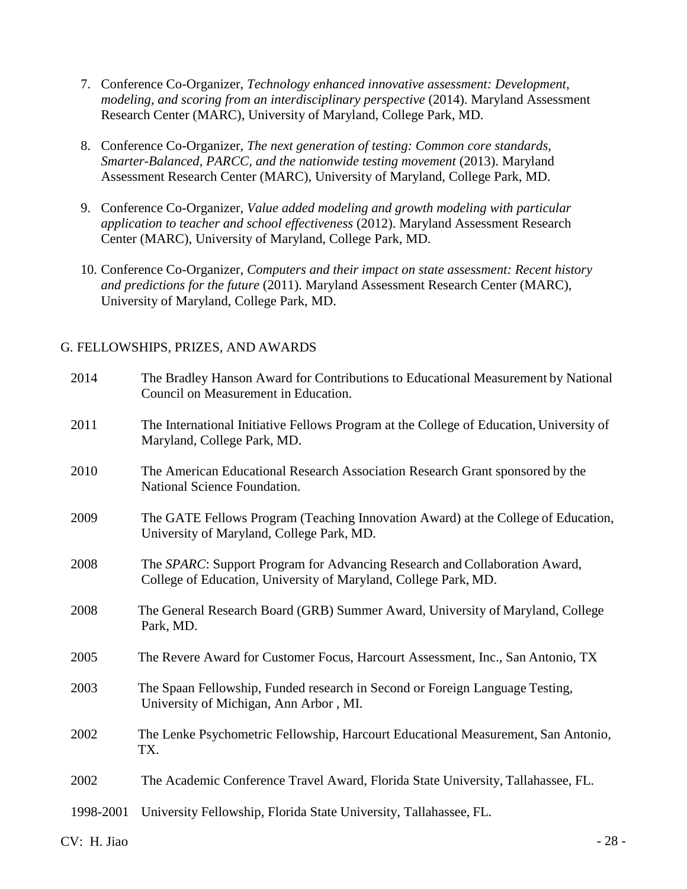7. Conference Co-Organizer, *Technology enhanced innovative assessment: Development, modeling, and scoring from an interdisciplinary perspective* (2014). Maryland Assessment Research Center (MARC), University of Maryland, College Park, MD.

8. Conference Co-Organizer, *The next generation of testing: Common core standards, Smarter-Balanced, PARCC, and the nationwide testing movement* (2013). Maryland Assessment Research Center (MARC), University of Maryland, College Park, MD.

9. Conference Co-Organizer, *Value added modeling and growth modeling with particular application to teacher and school effectiveness* (2012). Maryland Assessment Research Center (MARC), University of Maryland, College Park, MD.

10. Conference Co-Organizer, *Computers and their impact on state assessment: Recent history and predictions for the future* (2011). Maryland Assessment Research Center (MARC), University of Maryland, College Park, MD.

## G. FELLOWSHIPS, PRIZES, AND AWARDS

2014 The Bradley Hanson Award for Contributions to Educational Measurement by National Council on Measurement in Education.

2011 The International Initiative Fellows Program at the College of Education, University of Maryland, College Park, MD.

2010 The American Educational Research Association Research Grant sponsored by the National Science Foundation.

2009 The GATE Fellows Program (Teaching Innovation Award) at the College of Education, University of Maryland, College Park, MD.

2008 The *SPARC*: Support Program for Advancing Research and Collaboration Award, College of Education, University of Maryland, College Park, MD.

2008 The General Research Board (GRB) Summer Award, University of Maryland, College Park, MD.

2005 The Revere Award for Customer Focus, Harcourt Assessment, Inc., San Antonio, TX

2003 The Spaan Fellowship, Funded research in Second or Foreign Language Testing, University of Michigan, Ann Arbor , MI.

2002 The Lenke Psychometric Fellowship, Harcourt Educational Measurement, San Antonio, TX.

2002 The Academic Conference Travel Award, Florida State University, Tallahassee, FL.

1998-2001 University Fellowship, Florida State University, Tallahassee, FL.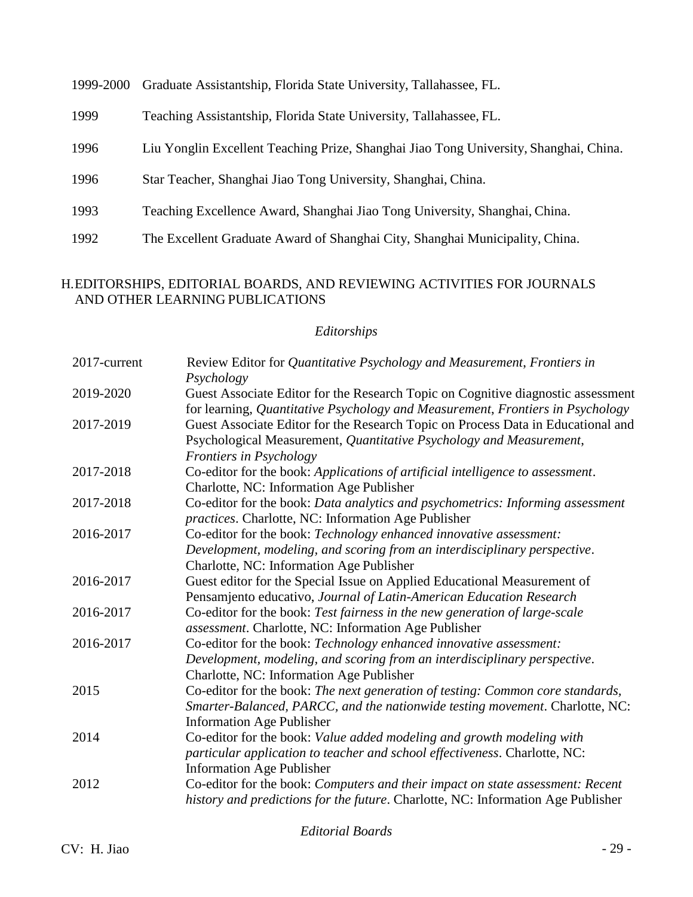| | |
|---|---|
| 1999-2000 | Graduate Assistantship, Florida State University, Tallahassee, FL. |
| 1999 | Teaching Assistantship, Florida State University, Tallahassee, FL. |
| 1996 | Liu Yonglin Excellent Teaching Prize, Shanghai Jiao Tong University, Shanghai, China. |
| 1996 | Star Teacher, Shanghai Jiao Tong University, Shanghai, China. |
| 1993 | Teaching Excellence Award, Shanghai Jiao Tong University, Shanghai, China. |
| 1992 | The Excellent Graduate Award of Shanghai City, Shanghai Municipality, China. |

## H. EDITORSHIPS, EDITORIAL BOARDS, AND REVIEWING ACTIVITIES FOR JOURNALS AND OTHER LEARNING PUBLICATIONS

### *Editorships*

| | |
|---|---|
| 2017-current | Review Editor for *Quantitative Psychology and Measurement*, *Frontiers in Psychology* |
| 2019-2020 | Guest Associate Editor for the Research Topic on Cognitive diagnostic assessment for learning, *Quantitative Psychology and Measurement*, *Frontiers in Psychology* |
| 2017-2019 | Guest Associate Editor for the Research Topic on Process Data in Educational and Psychological Measurement, *Quantitative Psychology and Measurement*, *Frontiers in Psychology* |
| 2017-2018 | Co-editor for the book: *Applications of artificial intelligence to assessment*. Charlotte, NC: Information Age Publisher |
| 2017-2018 | Co-editor for the book: *Data analytics and psychometrics: Informing assessment practices*. Charlotte, NC: Information Age Publisher |
| 2016-2017 | Co-editor for the book: *Technology enhanced innovative assessment: Development, modeling, and scoring from an interdisciplinary perspective*. Charlotte, NC: Information Age Publisher |
| 2016-2017 | Guest editor for the Special Issue on Applied Educational Measurement of Pensamjento educativo, *Journal of Latin-American Education Research* |
| 2016-2017 | Co-editor for the book: *Test fairness in the new generation of large-scale assessment*. Charlotte, NC: Information Age Publisher |
| 2016-2017 | Co-editor for the book: *Technology enhanced innovative assessment: Development, modeling, and scoring from an interdisciplinary perspective*. Charlotte, NC: Information Age Publisher |
| 2015 | Co-editor for the book: *The next generation of testing: Common core standards, Smarter-Balanced, PARCC, and the nationwide testing movement*. Charlotte, NC: Information Age Publisher |
| 2014 | Co-editor for the book: *Value added modeling and growth modeling with particular application to teacher and school effectiveness*. Charlotte, NC: Information Age Publisher |
| 2012 | Co-editor for the book: *Computers and their impact on state assessment: Recent history and predictions for the future*. Charlotte, NC: Information Age Publisher |

### *Editorial Boards*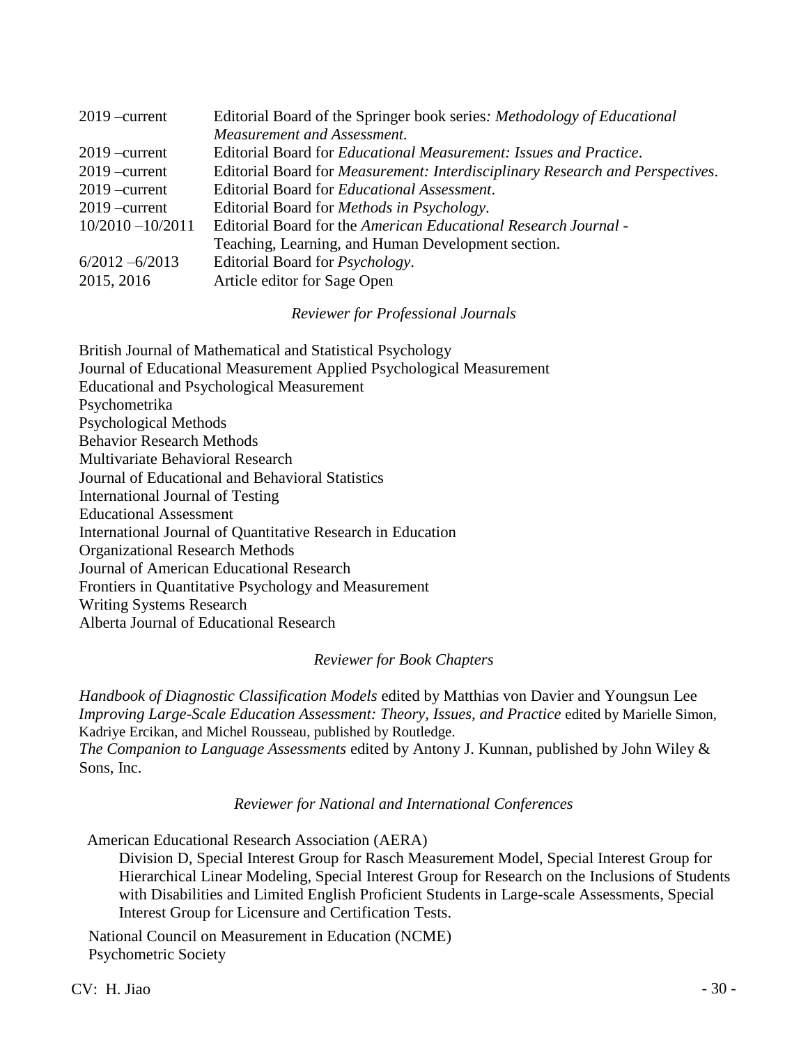| | |
|---|---|
| 2019 –current | Editorial Board of the Springer book series*: Methodology of Educational Measurement and Assessment.* |
| 2019 –current | Editorial Board for *Educational Measurement: Issues and Practice*. |
| 2019 –current | Editorial Board for *Measurement: Interdisciplinary Research and Perspectives*. |
| 2019 –current | Editorial Board for *Educational Assessment*. |
| 2019 –current | Editorial Board for *Methods in Psychology*. |
| 10/2010 –10/2011 | Editorial Board for the *American Educational Research Journal* - Teaching, Learning, and Human Development section. |
| 6/2012 –6/2013 | Editorial Board for *Psychology*. |
| 2015, 2016 | Article editor for Sage Open |

*Reviewer for Professional Journals*

British Journal of Mathematical and Statistical Psychology
Journal of Educational Measurement Applied Psychological Measurement
Educational and Psychological Measurement
Psychometrika
Psychological Methods
Behavior Research Methods
Multivariate Behavioral Research
Journal of Educational and Behavioral Statistics
International Journal of Testing
Educational Assessment
International Journal of Quantitative Research in Education
Organizational Research Methods
Journal of American Educational Research
Frontiers in Quantitative Psychology and Measurement
Writing Systems Research
Alberta Journal of Educational Research

*Reviewer for Book Chapters*

*Handbook of Diagnostic Classification Models* edited by Matthias von Davier and Youngsun Lee
*Improving Large-Scale Education Assessment: Theory, Issues, and Practice* edited by Marielle Simon, Kadriye Ercikan, and Michel Rousseau, published by Routledge.
*The Companion to Language Assessments* edited by Antony J. Kunnan, published by John Wiley & Sons, Inc.

*Reviewer for National and International Conferences*

American Educational Research Association (AERA)
Division D, Special Interest Group for Rasch Measurement Model, Special Interest Group for Hierarchical Linear Modeling, Special Interest Group for Research on the Inclusions of Students with Disabilities and Limited English Proficient Students in Large-scale Assessments, Special Interest Group for Licensure and Certification Tests.

National Council on Measurement in Education (NCME)
Psychometric Society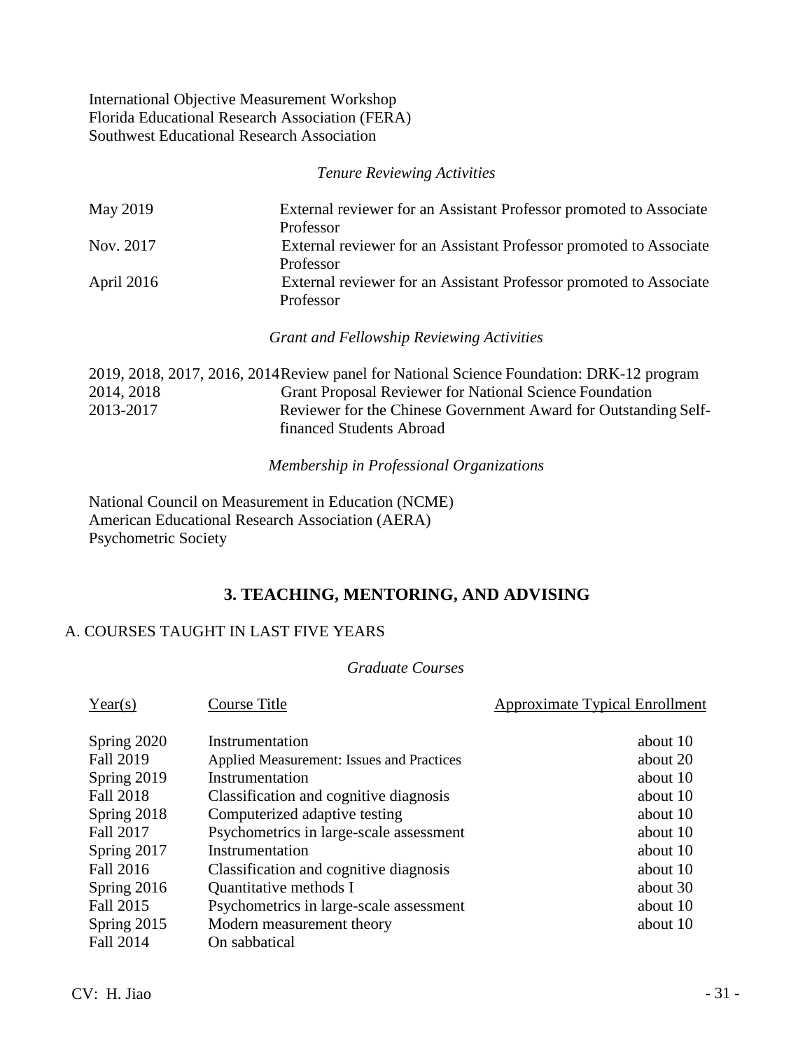International Objective Measurement Workshop
Florida Educational Research Association (FERA)
Southwest Educational Research Association

*Tenure Reviewing Activities*

| | |
|---|---|
| May 2019 | External reviewer for an Assistant Professor promoted to Associate Professor |
| Nov. 2017 | External reviewer for an Assistant Professor promoted to Associate Professor |
| April 2016 | External reviewer for an Assistant Professor promoted to Associate Professor |

*Grant and Fellowship Reviewing Activities*

| | |
|---|---|
| 2019, 2018, 2017, 2016, 2014 | Review panel for National Science Foundation: DRK-12 program |
| 2014, 2018 | Grant Proposal Reviewer for National Science Foundation |
| 2013-2017 | Reviewer for the Chinese Government Award for Outstanding Self-financed Students Abroad |

*Membership in Professional Organizations*

National Council on Measurement in Education (NCME)
American Educational Research Association (AERA)
Psychometric Society

## 3. TEACHING, MENTORING, AND ADVISING

### A. COURSES TAUGHT IN LAST FIVE YEARS

*Graduate Courses*

| Year(s) | Course Title | Approximate Typical Enrollment |
|---|---|---|
| Spring 2020 | Instrumentation | about 10 |
| Fall 2019 | Applied Measurement: Issues and Practices | about 20 |
| Spring 2019 | Instrumentation | about 10 |
| Fall 2018 | Classification and cognitive diagnosis | about 10 |
| Spring 2018 | Computerized adaptive testing | about 10 |
| Fall 2017 | Psychometrics in large-scale assessment | about 10 |
| Spring 2017 | Instrumentation | about 10 |
| Fall 2016 | Classification and cognitive diagnosis | about 10 |
| Spring 2016 | Quantitative methods I | about 30 |
| Fall 2015 | Psychometrics in large-scale assessment | about 10 |
| Spring 2015 | Modern measurement theory | about 10 |
| Fall 2014 | On sabbatical | |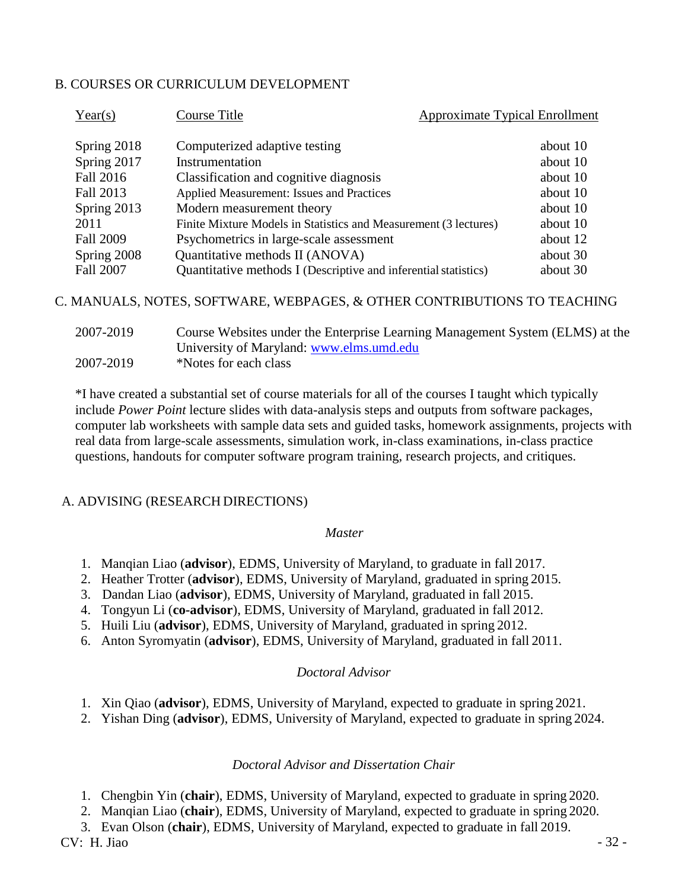## B. COURSES OR CURRICULUM DEVELOPMENT

| Year(s) | Course Title | Approximate Typical Enrollment |
|---|---|---|
| Spring 2018 | Computerized adaptive testing | about 10 |
| Spring 2017 | Instrumentation | about 10 |
| Fall 2016 | Classification and cognitive diagnosis | about 10 |
| Fall 2013 | Applied Measurement: Issues and Practices | about 10 |
| Spring 2013 | Modern measurement theory | about 10 |
| 2011 | Finite Mixture Models in Statistics and Measurement (3 lectures) | about 10 |
| Fall 2009 | Psychometrics in large-scale assessment | about 12 |
| Spring 2008 | Quantitative methods II (ANOVA) | about 30 |
| Fall 2007 | Quantitative methods I (Descriptive and inferential statistics) | about 30 |

## C. MANUALS, NOTES, SOFTWARE, WEBPAGES, & OTHER CONTRIBUTIONS TO TEACHING

2007-2019 Course Websites under the Enterprise Learning Management System (ELMS) at the University of Maryland: www.elms.umd.edu

2007-2019 *Notes for each class

*I have created a substantial set of course materials for all of the courses I taught which typically include *Power Point* lecture slides with data-analysis steps and outputs from software packages, computer lab worksheets with sample data sets and guided tasks, homework assignments, projects with real data from large-scale assessments, simulation work, in-class examinations, in-class practice questions, handouts for computer software program training, research projects, and critiques.

## A. ADVISING (RESEARCH DIRECTIONS)

### *Master*

1. Manqian Liao (**advisor**), EDMS, University of Maryland, to graduate in fall 2017.
2. Heather Trotter (**advisor**), EDMS, University of Maryland, graduated in spring 2015.
3. Dandan Liao (**advisor**), EDMS, University of Maryland, graduated in fall 2015.
4. Tongyun Li (**co-advisor**), EDMS, University of Maryland, graduated in fall 2012.
5. Huili Liu (**advisor**), EDMS, University of Maryland, graduated in spring 2012.
6. Anton Syromyatin (**advisor**), EDMS, University of Maryland, graduated in fall 2011.

### *Doctoral Advisor*

1. Xin Qiao (**advisor**), EDMS, University of Maryland, expected to graduate in spring 2021.
2. Yishan Ding (**advisor**), EDMS, University of Maryland, expected to graduate in spring 2024.

### *Doctoral Advisor and Dissertation Chair*

1. Chengbin Yin (**chair**), EDMS, University of Maryland, expected to graduate in spring 2020.
2. Manqian Liao (**chair**), EDMS, University of Maryland, expected to graduate in spring 2020.
3. Evan Olson (**chair**), EDMS, University of Maryland, expected to graduate in fall 2019.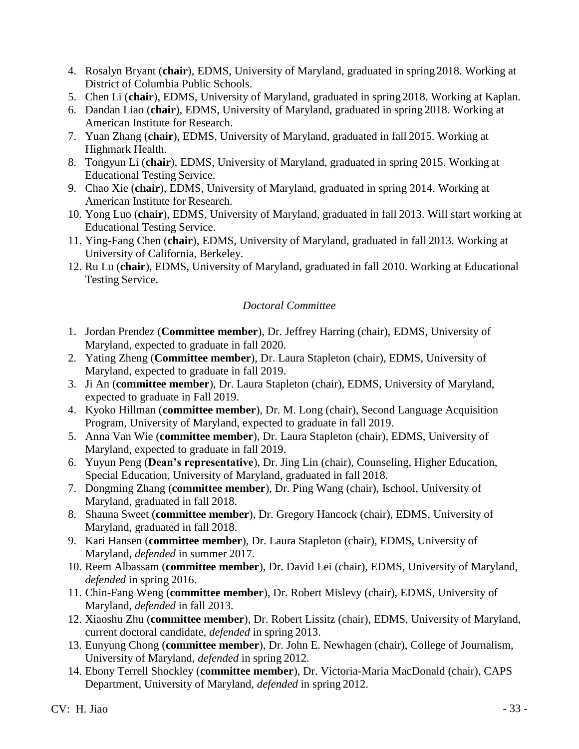4. Rosalyn Bryant (**chair**), EDMS, University of Maryland, graduated in spring 2018. Working at District of Columbia Public Schools.
5. Chen Li (**chair**), EDMS, University of Maryland, graduated in spring 2018. Working at Kaplan.
6. Dandan Liao (**chair**), EDMS, University of Maryland, graduated in spring 2018. Working at American Institute for Research.
7. Yuan Zhang (**chair**), EDMS, University of Maryland, graduated in fall 2015. Working at Highmark Health.
8. Tongyun Li (**chair**), EDMS, University of Maryland, graduated in spring 2015. Working at Educational Testing Service.
9. Chao Xie (**chair**), EDMS, University of Maryland, graduated in spring 2014. Working at American Institute for Research.
10. Yong Luo (**chair**), EDMS, University of Maryland, graduated in fall 2013. Will start working at Educational Testing Service.
11. Ying-Fang Chen (**chair**), EDMS, University of Maryland, graduated in fall 2013. Working at University of California, Berkeley.
12. Ru Lu (**chair**), EDMS, University of Maryland, graduated in fall 2010. Working at Educational Testing Service.

*Doctoral Committee*

1. Jordan Prendez (**Committee member**), Dr. Jeffrey Harring (chair), EDMS, University of Maryland, expected to graduate in fall 2020.
2. Yating Zheng (**Committee member**), Dr. Laura Stapleton (chair), EDMS, University of Maryland, expected to graduate in fall 2019.
3. Ji An (**committee member**), Dr. Laura Stapleton (chair), EDMS, University of Maryland, expected to graduate in Fall 2019.
4. Kyoko Hillman (**committee member**), Dr. M. Long (chair), Second Language Acquisition Program, University of Maryland, expected to graduate in fall 2019.
5. Anna Van Wie (**committee member**), Dr. Laura Stapleton (chair), EDMS, University of Maryland, expected to graduate in fall 2019.
6. Yuyun Peng (**Dean's representative**), Dr. Jing Lin (chair), Counseling, Higher Education, Special Education, University of Maryland, graduated in fall 2018.
7. Dongming Zhang (**committee member**), Dr. Ping Wang (chair), Ischool, University of Maryland, graduated in fall 2018.
8. Shauna Sweet (**committee member**), Dr. Gregory Hancock (chair), EDMS, University of Maryland, graduated in fall 2018.
9. Kari Hansen (**committee member**), Dr. Laura Stapleton (chair), EDMS, University of Maryland, *defended* in summer 2017.
10. Reem Albassam (**committee member**), Dr. David Lei (chair), EDMS, University of Maryland, *defended* in spring 2016.
11. Chin-Fang Weng (**committee member**), Dr. Robert Mislevy (chair), EDMS, University of Maryland, *defended* in fall 2013.
12. Xiaoshu Zhu (**committee member**), Dr. Robert Lissitz (chair), EDMS, University of Maryland, current doctoral candidate, *defended* in spring 2013.
13. Eunyung Chong (**committee member**), Dr. John E. Newhagen (chair), College of Journalism, University of Maryland, *defended* in spring 2012.
14. Ebony Terrell Shockley (**committee member**), Dr. Victoria-Maria MacDonald (chair), CAPS Department, University of Maryland, *defended* in spring 2012.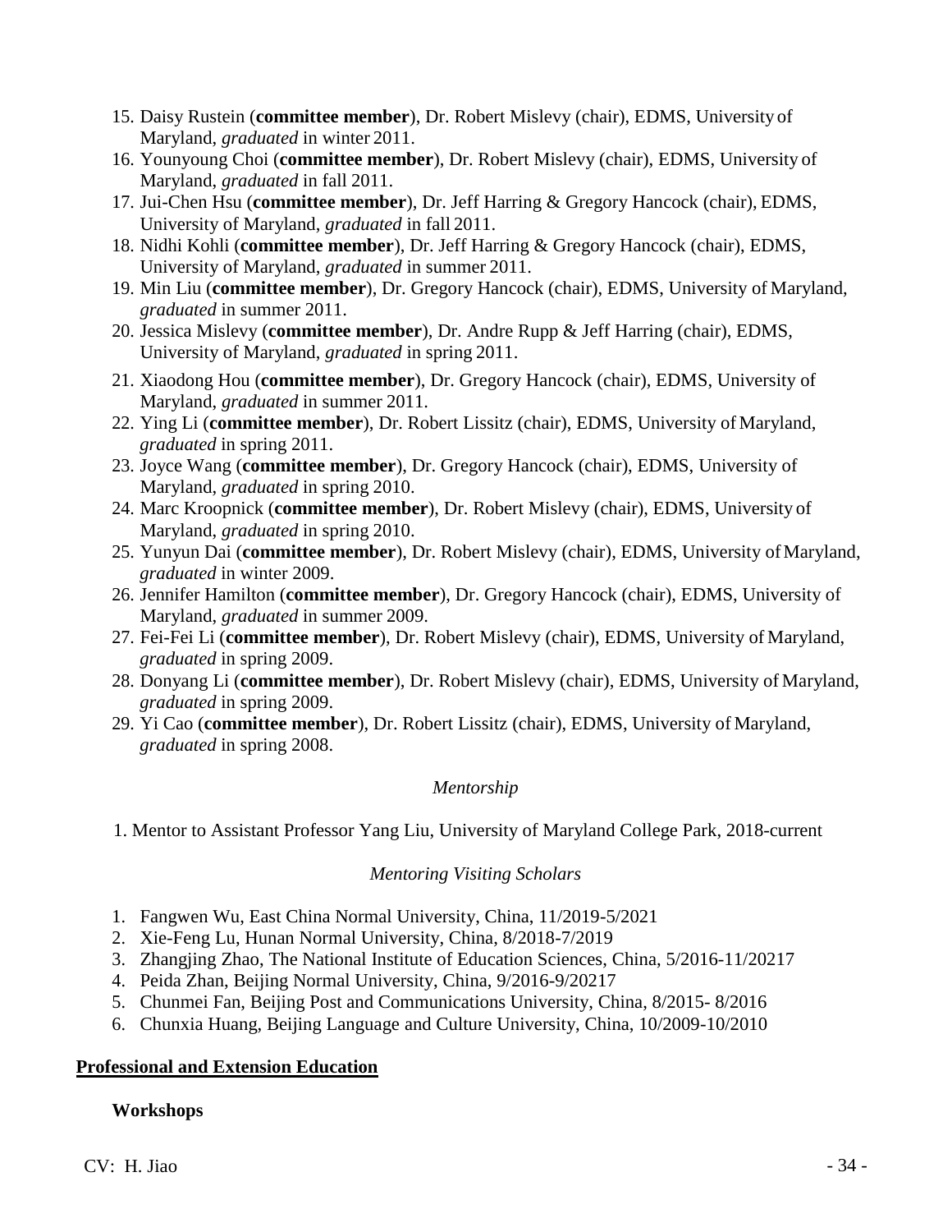15. Daisy Rustein (**committee member**), Dr. Robert Mislevy (chair), EDMS, University of Maryland, *graduated* in winter 2011.
16. Younyoung Choi (**committee member**), Dr. Robert Mislevy (chair), EDMS, University of Maryland, *graduated* in fall 2011.
17. Jui-Chen Hsu (**committee member**), Dr. Jeff Harring & Gregory Hancock (chair), EDMS, University of Maryland, *graduated* in fall 2011.
18. Nidhi Kohli (**committee member**), Dr. Jeff Harring & Gregory Hancock (chair), EDMS, University of Maryland, *graduated* in summer 2011.
19. Min Liu (**committee member**), Dr. Gregory Hancock (chair), EDMS, University of Maryland, *graduated* in summer 2011.
20. Jessica Mislevy (**committee member**), Dr. Andre Rupp & Jeff Harring (chair), EDMS, University of Maryland, *graduated* in spring 2011.
21. Xiaodong Hou (**committee member**), Dr. Gregory Hancock (chair), EDMS, University of Maryland, *graduated* in summer 2011.
22. Ying Li (**committee member**), Dr. Robert Lissitz (chair), EDMS, University of Maryland, *graduated* in spring 2011.
23. Joyce Wang (**committee member**), Dr. Gregory Hancock (chair), EDMS, University of Maryland, *graduated* in spring 2010.
24. Marc Kroopnick (**committee member**), Dr. Robert Mislevy (chair), EDMS, University of Maryland, *graduated* in spring 2010.
25. Yunyun Dai (**committee member**), Dr. Robert Mislevy (chair), EDMS, University of Maryland, *graduated* in winter 2009.
26. Jennifer Hamilton (**committee member**), Dr. Gregory Hancock (chair), EDMS, University of Maryland, *graduated* in summer 2009.
27. Fei-Fei Li (**committee member**), Dr. Robert Mislevy (chair), EDMS, University of Maryland, *graduated* in spring 2009.
28. Donyang Li (**committee member**), Dr. Robert Mislevy (chair), EDMS, University of Maryland, *graduated* in spring 2009.
29. Yi Cao (**committee member**), Dr. Robert Lissitz (chair), EDMS, University of Maryland, *graduated* in spring 2008.

*Mentorship*

1. Mentor to Assistant Professor Yang Liu, University of Maryland College Park, 2018-current

*Mentoring Visiting Scholars*

1. Fangwen Wu, East China Normal University, China, 11/2019-5/2021
2. Xie-Feng Lu, Hunan Normal University, China, 8/2018-7/2019
3. Zhangjing Zhao, The National Institute of Education Sciences, China, 5/2016-11/20217
4. Peida Zhan, Beijing Normal University, China, 9/2016-9/20217
5. Chunmei Fan, Beijing Post and Communications University, China, 8/2015- 8/2016
6. Chunxia Huang, Beijing Language and Culture University, China, 10/2009-10/2010

## Professional and Extension Education

### Workshops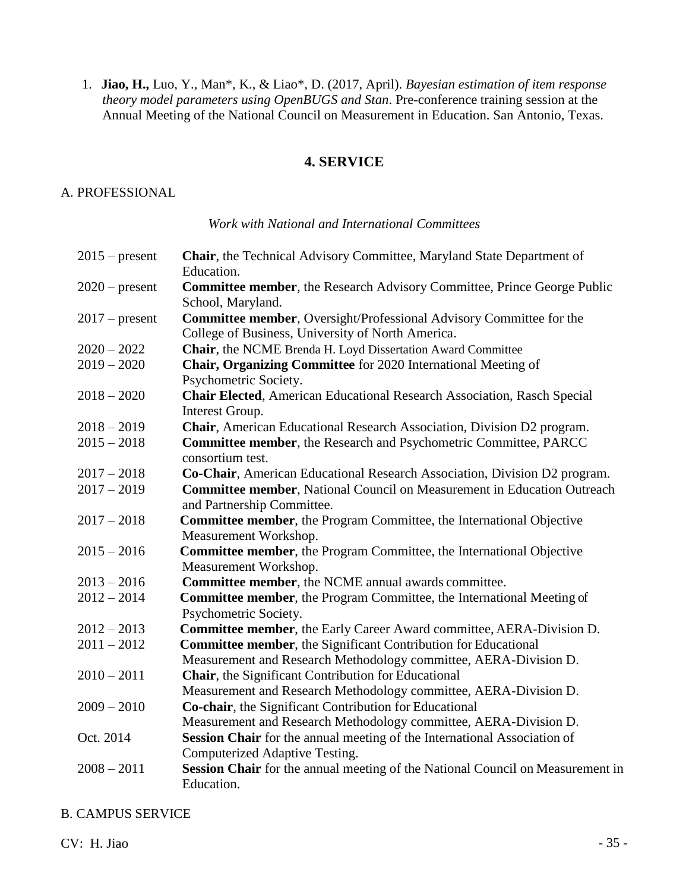1. **Jiao, H.,** Luo, Y., Man*, K., & Liao*, D. (2017, April). *Bayesian estimation of item response theory model parameters using OpenBUGS and Stan*. Pre-conference training session at the Annual Meeting of the National Council on Measurement in Education. San Antonio, Texas.

## 4. SERVICE

### A. PROFESSIONAL

*Work with National and International Committees*

| | |
|---|---|
| 2015 – present | **Chair**, the Technical Advisory Committee, Maryland State Department of Education. |
| 2020 – present | **Committee member**, the Research Advisory Committee, Prince George Public School, Maryland. |
| 2017 – present | **Committee member**, Oversight/Professional Advisory Committee for the College of Business, University of North America. |
| 2020 – 2022 | **Chair**, the NCME Brenda H. Loyd Dissertation Award Committee |
| 2019 – 2020 | **Chair, Organizing Committee** for 2020 International Meeting of Psychometric Society. |
| 2018 – 2020 | **Chair Elected**, American Educational Research Association, Rasch Special Interest Group. |
| 2018 – 2019 | **Chair**, American Educational Research Association, Division D2 program. |
| 2015 – 2018 | **Committee member**, the Research and Psychometric Committee, PARCC consortium test. |
| 2017 – 2018 | **Co-Chair**, American Educational Research Association, Division D2 program. |
| 2017 – 2019 | **Committee member**, National Council on Measurement in Education Outreach and Partnership Committee. |
| 2017 – 2018 | **Committee member**, the Program Committee, the International Objective Measurement Workshop. |
| 2015 – 2016 | **Committee member**, the Program Committee, the International Objective Measurement Workshop. |
| 2013 – 2016 | **Committee member**, the NCME annual awards committee. |
| 2012 – 2014 | **Committee member**, the Program Committee, the International Meeting of Psychometric Society. |
| 2012 – 2013 | **Committee member**, the Early Career Award committee, AERA-Division D. |
| 2011 – 2012 | **Committee member**, the Significant Contribution for Educational Measurement and Research Methodology committee, AERA-Division D. |
| 2010 – 2011 | **Chair**, the Significant Contribution for Educational Measurement and Research Methodology committee, AERA-Division D. |
| 2009 – 2010 | **Co-chair**, the Significant Contribution for Educational Measurement and Research Methodology committee, AERA-Division D. |
| Oct. 2014 | **Session Chair** for the annual meeting of the International Association of Computerized Adaptive Testing. |
| 2008 – 2011 | **Session Chair** for the annual meeting of the National Council on Measurement in Education. |

### B. CAMPUS SERVICE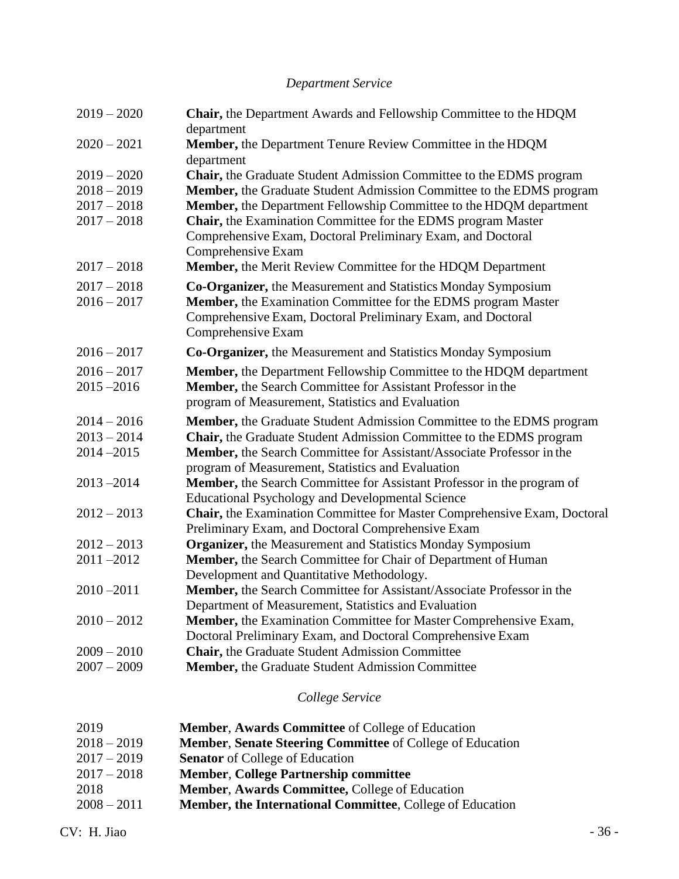*Department Service*

| | |
|---|---|
| 2019 – 2020 | **Chair,** the Department Awards and Fellowship Committee to the HDQM department |
| 2020 – 2021 | **Member,** the Department Tenure Review Committee in the HDQM department |
| 2019 – 2020 | **Chair,** the Graduate Student Admission Committee to the EDMS program |
| 2018 – 2019 | **Member,** the Graduate Student Admission Committee to the EDMS program |
| 2017 – 2018 | **Member,** the Department Fellowship Committee to the HDQM department |
| 2017 – 2018 | **Chair,** the Examination Committee for the EDMS program Master Comprehensive Exam, Doctoral Preliminary Exam, and Doctoral Comprehensive Exam |
| 2017 – 2018 | **Member,** the Merit Review Committee for the HDQM Department |
| 2017 – 2018 | **Co-Organizer,** the Measurement and Statistics Monday Symposium |
| 2016 – 2017 | **Member,** the Examination Committee for the EDMS program Master Comprehensive Exam, Doctoral Preliminary Exam, and Doctoral Comprehensive Exam |
| 2016 – 2017 | **Co-Organizer,** the Measurement and Statistics Monday Symposium |
| 2016 – 2017 | **Member,** the Department Fellowship Committee to the HDQM department |
| 2015 –2016 | **Member,** the Search Committee for Assistant Professor in the program of Measurement, Statistics and Evaluation |
| 2014 – 2016 | **Member,** the Graduate Student Admission Committee to the EDMS program |
| 2013 – 2014 | **Chair,** the Graduate Student Admission Committee to the EDMS program |
| 2014 –2015 | **Member,** the Search Committee for Assistant/Associate Professor in the program of Measurement, Statistics and Evaluation |
| 2013 –2014 | **Member,** the Search Committee for Assistant Professor in the program of Educational Psychology and Developmental Science |
| 2012 – 2013 | **Chair,** the Examination Committee for Master Comprehensive Exam, Doctoral Preliminary Exam, and Doctoral Comprehensive Exam |
| 2012 – 2013 | **Organizer,** the Measurement and Statistics Monday Symposium |
| 2011 –2012 | **Member,** the Search Committee for Chair of Department of Human Development and Quantitative Methodology. |
| 2010 –2011 | **Member,** the Search Committee for Assistant/Associate Professor in the Department of Measurement, Statistics and Evaluation |
| 2010 – 2012 | **Member,** the Examination Committee for Master Comprehensive Exam, Doctoral Preliminary Exam, and Doctoral Comprehensive Exam |
| 2009 – 2010 | **Chair,** the Graduate Student Admission Committee |
| 2007 – 2009 | **Member,** the Graduate Student Admission Committee |

*College Service*

| | |
|---|---|
| 2019 | **Member**, **Awards Committee** of College of Education |
| 2018 – 2019 | **Member**, **Senate Steering Committee** of College of Education |
| 2017 – 2019 | **Senator** of College of Education |
| 2017 – 2018 | **Member**, **College Partnership committee** |
| 2018 | **Member**, **Awards Committee,** College of Education |
| 2008 – 2011 | **Member, the International Committee**, College of Education |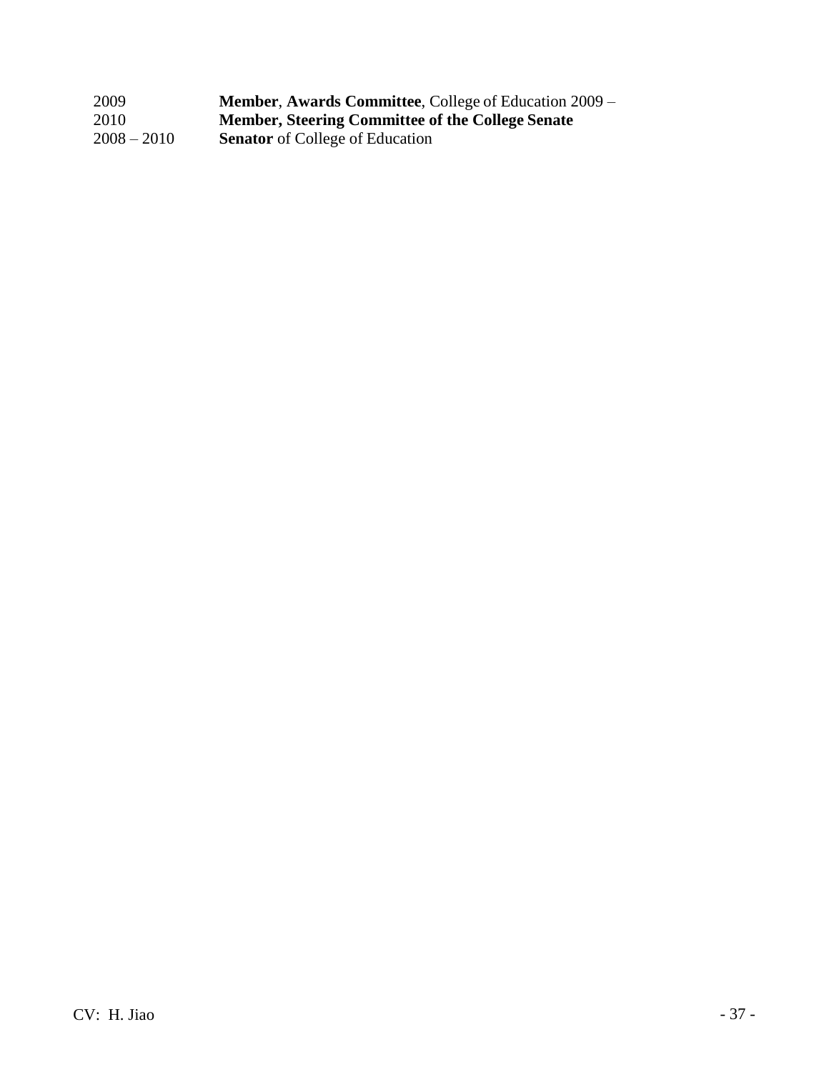| | |
|---|---|
| 2009 | **Member**, **Awards Committee**, College of Education 2009 – |
| 2010 | **Member, Steering Committee of the College Senate** |
| 2008 – 2010 | **Senator** of College of Education |